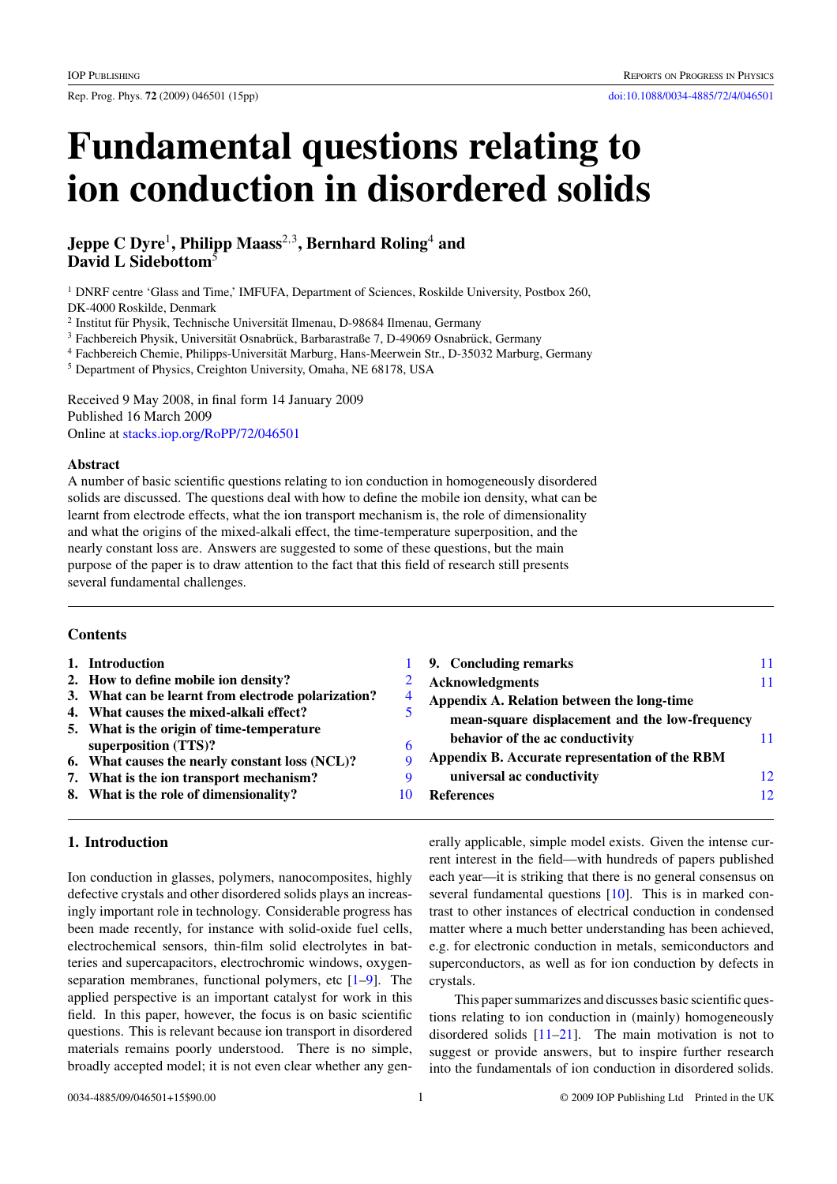# Fundamental questions relating to ion conduction in disordered solids

**Jeppe C Dyre[1], Philipp Maass[2,3], Bernhard Roling[4] and David L Sidebottom[5]**

[1] DNRF centre 'Glass and Time,' IMFUFA, Department of Sciences, Roskilde University, Postbox 260, DK-4000 Roskilde, Denmark

[2] Institut für Physik, Technische Universität Ilmenau, D-98684 Ilmenau, Germany

[3] Fachbereich Physik, Universität Osnabrück, Barbarastraße 7, D-49069 Osnabrück, Germany

[4] Fachbereich Chemie, Philipps-Universität Marburg, Hans-Meerwein Str., D-35032 Marburg, Germany

[5] Department of Physics, Creighton University, Omaha, NE 68178, USA

Received 9 May 2008, in final form 14 January 2009
Published 16 March 2009
Online at stacks.iop.org/RoPP/72/046501

### Abstract

A number of basic scientific questions relating to ion conduction in homogeneously disordered solids are discussed. The questions deal with how to define the mobile ion density, what can be learnt from electrode effects, what the ion transport mechanism is, the role of dimensionality and what the origins of the mixed-alkali effect, the time-temperature superposition, and the nearly constant loss are. Answers are suggested to some of these questions, but the main purpose of the paper is to draw attention to the fact that this field of research still presents several fundamental challenges.

### Contents

1. Introduction — 1
2. How to define mobile ion density? — 2
3. What can be learnt from electrode polarization? — 4
4. What causes the mixed-alkali effect? — 5
5. What is the origin of time-temperature superposition (TTS)? — 6
6. What causes the nearly constant loss (NCL)? — 9
7. What is the ion transport mechanism? — 9
8. What is the role of dimensionality? — 10
9. Concluding remarks — 11

Acknowledgments — 11

Appendix A. Relation between the long-time mean-square displacement and the low-frequency behavior of the ac conductivity — 11

Appendix B. Accurate representation of the RBM universal ac conductivity — 12

References — 12

## 1. Introduction

Ion conduction in glasses, polymers, nanocomposites, highly defective crystals and other disordered solids plays an increasingly important role in technology. Considerable progress has been made recently, for instance with solid-oxide fuel cells, electrochemical sensors, thin-film solid electrolytes in batteries and supercapacitors, electrochromic windows, oxygen-separation membranes, functional polymers, etc [1–9]. The applied perspective is an important catalyst for work in this field. In this paper, however, the focus is on basic scientific questions. This is relevant because ion transport in disordered materials remains poorly understood. There is no simple, broadly accepted model; it is not even clear whether any generally applicable, simple model exists. Given the intense current interest in the field—with hundreds of papers published each year—it is striking that there is no general consensus on several fundamental questions [10]. This is in marked contrast to other instances of electrical conduction in condensed matter where a much better understanding has been achieved, e.g. for electronic conduction in metals, semiconductors and superconductors, as well as for ion conduction by defects in crystals.

This paper summarizes and discusses basic scientific questions relating to ion conduction in (mainly) homogeneously disordered solids [11–21]. The main motivation is not to suggest or provide answers, but to inspire further research into the fundamentals of ion conduction in disordered solids.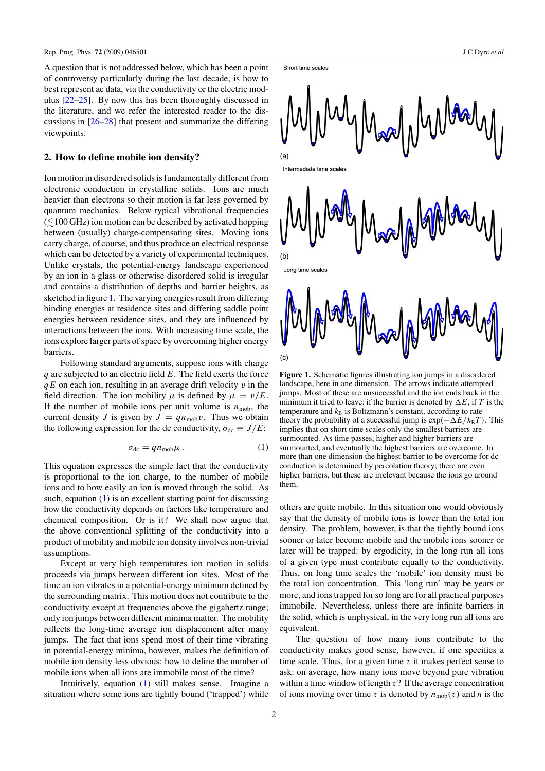A question that is not addressed below, which has been a point of controversy particularly during the last decade, is how to best represent ac data, via the conductivity or the electric modulus [22–25]. By now this has been thoroughly discussed in the literature, and we refer the interested reader to the discussions in [26–28] that present and summarize the differing viewpoints.

## 2. How to define mobile ion density?

Ion motion in disordered solids is fundamentally different from electronic conduction in crystalline solids. Ions are much heavier than electrons so their motion is far less governed by quantum mechanics. Below typical vibrational frequencies ($\lesssim$100 GHz) ion motion can be described by activated hopping between (usually) charge-compensating sites. Moving ions carry charge, of course, and thus produce an electrical response which can be detected by a variety of experimental techniques. Unlike crystals, the potential-energy landscape experienced by an ion in a glass or otherwise disordered solid is irregular and contains a distribution of depths and barrier heights, as sketched in figure 1. The varying energies result from differing binding energies at residence sites and differing saddle point energies between residence sites, and they are influenced by interactions between the ions. With increasing time scale, the ions explore larger parts of space by overcoming higher energy barriers.

Following standard arguments, suppose ions with charge $q$ are subjected to an electric field $E$. The field exerts the force $qE$ on each ion, resulting in an average drift velocity $v$ in the field direction. The ion mobility $\mu$ is defined by $\mu = v/E$. If the number of mobile ions per unit volume is $n_{\text{mob}}$, the current density $J$ is given by $J = qn_{\text{mob}}v$. Thus we obtain the following expression for the dc conductivity, $\sigma_{\text{dc}} \equiv J/E$:

$$\sigma_{\text{dc}} = qn_{\text{mob}}\mu\,. \tag{1}$$

This equation expresses the simple fact that the conductivity is proportional to the ion charge, to the number of mobile ions and to how easily an ion is moved through the solid. As such, equation (1) is an excellent starting point for discussing how the conductivity depends on factors like temperature and chemical composition. Or is it? We shall now argue that the above conventional splitting of the conductivity into a product of mobility and mobile ion density involves non-trivial assumptions.

Except at very high temperatures ion motion in solids proceeds via jumps between different ion sites. Most of the time an ion vibrates in a potential-energy minimum defined by the surrounding matrix. This motion does not contribute to the conductivity except at frequencies above the gigahertz range; only ion jumps between different minima matter. The mobility reflects the long-time average ion displacement after many jumps. The fact that ions spend most of their time vibrating in potential-energy minima, however, makes the definition of mobile ion density less obvious: how to define the number of mobile ions when all ions are immobile most of the time?

Intuitively, equation (1) still makes sense. Imagine a situation where some ions are tightly bound ('trapped') while others are quite mobile. In this situation one would obviously say that the density of mobile ions is lower than the total ion density. The problem, however, is that the tightly bound ions sooner or later become mobile and the mobile ions sooner or later will be trapped: by ergodicity, in the long run all ions of a given type must contribute equally to the conductivity. Thus, on long time scales the 'mobile' ion density must be the total ion concentration. This 'long run' may be years or more, and ions trapped for so long are for all practical purposes immobile. Nevertheless, unless there are infinite barriers in the solid, which is unphysical, in the very long run all ions are equivalent.

The question of how many ions contribute to the conductivity makes good sense, however, if one specifies a time scale. Thus, for a given time $\tau$ it makes perfect sense to ask: on average, how many ions move beyond pure vibration within a time window of length $\tau$? If the average concentration of ions moving over time $\tau$ is denoted by $n_{\text{mob}}(\tau)$ and $n$ is the

Short time scales

(a)

Intermediate time scales

(b)

Long time scales

(c)

**Figure 1.** Schematic figures illustrating ion jumps in a disordered landscape, here in one dimension. The arrows indicate attempted jumps. Most of these are unsuccessful and the ion ends back in the minimum it tried to leave: if the barrier is denoted by $\Delta E$, if $T$ is the temperature and $k_{\text{B}}$ is Boltzmann's constant, according to rate theory the probability of a successful jump is $\exp(-\Delta E/k_{\text{B}}T)$. This implies that on short time scales only the smallest barriers are surmounted. As time passes, higher and higher barriers are surmounted, and eventually the highest barriers are overcome. In more than one dimension the highest barrier to be overcome for dc conduction is determined by percolation theory; there are even higher barriers, but these are irrelevant because the ions go around them.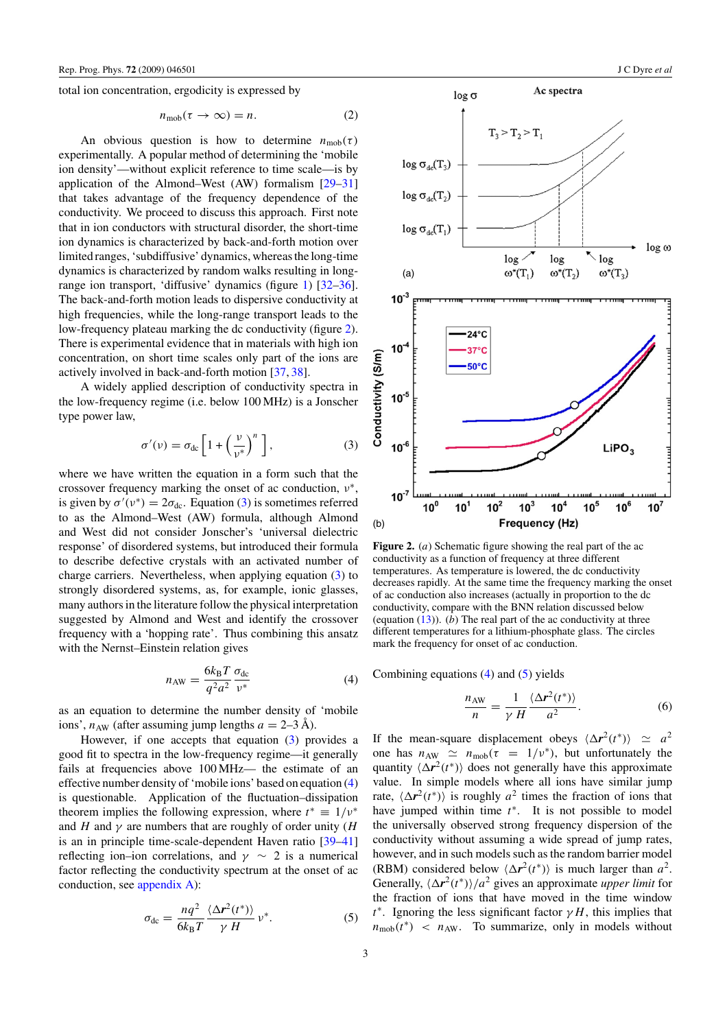total ion concentration, ergodicity is expressed by

$$n_{\rm mob}(\tau \to \infty) = n. \tag{2}$$

An obvious question is how to determine $n_{\rm mob}(\tau)$ experimentally. A popular method of determining the 'mobile ion density'—without explicit reference to time scale—is by application of the Almond–West (AW) formalism [29–31] that takes advantage of the frequency dependence of the conductivity. We proceed to discuss this approach. First note that in ion conductors with structural disorder, the short-time ion dynamics is characterized by back-and-forth motion over limited ranges, 'subdiffusive' dynamics, whereas the long-time dynamics is characterized by random walks resulting in long-range ion transport, 'diffusive' dynamics (figure 1) [32–36]. The back-and-forth motion leads to dispersive conductivity at high frequencies, while the long-range transport leads to the low-frequency plateau marking the dc conductivity (figure 2). There is experimental evidence that in materials with high ion concentration, on short time scales only part of the ions are actively involved in back-and-forth motion [37, 38].

A widely applied description of conductivity spectra in the low-frequency regime (i.e. below 100 MHz) is a Jonscher type power law,

$$\sigma'(\nu) = \sigma_{\rm dc}\left[1 + \left(\frac{\nu}{\nu^*}\right)^n\right], \tag{3}$$

where we have written the equation in a form such that the crossover frequency marking the onset of ac conduction, $\nu^*$, is given by $\sigma'(\nu^*) = 2\sigma_{\rm dc}$. Equation (3) is sometimes referred to as the Almond–West (AW) formula, although Almond and West did not consider Jonscher's 'universal dielectric response' of disordered systems, but introduced their formula to describe defective crystals with an activated number of charge carriers. Nevertheless, when applying equation (3) to strongly disordered systems, as, for example, ionic glasses, many authors in the literature follow the physical interpretation suggested by Almond and West and identify the crossover frequency with a 'hopping rate'. Thus combining this ansatz with the Nernst–Einstein relation gives

$$n_{\rm AW} = \frac{6k_{\rm B}T}{q^2a^2}\frac{\sigma_{\rm dc}}{\nu^*} \tag{4}$$

as an equation to determine the number density of 'mobile ions', $n_{\rm AW}$ (after assuming jump lengths $a = 2$–$3$ Å).

However, if one accepts that equation (3) provides a good fit to spectra in the low-frequency regime—it generally fails at frequencies above 100 MHz— the estimate of an effective number density of 'mobile ions' based on equation (4) is questionable. Application of the fluctuation–dissipation theorem implies the following expression, where $t^* \equiv 1/\nu^*$ and $H$ and $\gamma$ are numbers that are roughly of order unity ($H$ is an in principle time-scale-dependent Haven ratio [39–41] reflecting ion–ion correlations, and $\gamma \sim 2$ is a numerical factor reflecting the conductivity spectrum at the onset of ac conduction, see appendix A):

$$\sigma_{\rm dc} = \frac{nq^2}{6k_{\rm B}T}\frac{\langle\Delta \boldsymbol{r}^2(t^*)\rangle}{\gamma H}\nu^*. \tag{5}$$

**Figure 2.** (*a*) Schematic figure showing the real part of the ac conductivity as a function of frequency at three different temperatures. As temperature is lowered, the dc conductivity decreases rapidly. At the same time the frequency marking the onset of ac conduction also increases (actually in proportion to the dc conductivity, compare with the BNN relation discussed below (equation (13)). (*b*) The real part of the ac conductivity at three different temperatures for a lithium-phosphate glass. The circles mark the frequency for onset of ac conduction.

Combining equations (4) and (5) yields

$$\frac{n_{\rm AW}}{n} = \frac{1}{\gamma H}\frac{\langle\Delta \boldsymbol{r}^2(t^*)\rangle}{a^2}. \tag{6}$$

If the mean-square displacement obeys $\langle\Delta \boldsymbol{r}^2(t^*)\rangle \simeq a^2$ one has $n_{\rm AW} \simeq n_{\rm mob}(\tau = 1/\nu^*)$, but unfortunately the quantity $\langle\Delta \boldsymbol{r}^2(t^*)\rangle$ does not generally have this approximate value. In simple models where all ions have similar jump rate, $\langle\Delta \boldsymbol{r}^2(t^*)\rangle$ is roughly $a^2$ times the fraction of ions that have jumped within time $t^*$. It is not possible to model the universally observed strong frequency dispersion of the conductivity without assuming a wide spread of jump rates, however, and in such models such as the random barrier model (RBM) considered below $\langle\Delta \boldsymbol{r}^2(t^*)\rangle$ is much larger than $a^2$. Generally, $\langle\Delta \boldsymbol{r}^2(t^*)\rangle/a^2$ gives an approximate *upper limit* for the fraction of ions that have moved in the time window $t^*$. Ignoring the less significant factor $\gamma H$, this implies that $n_{\rm mob}(t^*) < n_{\rm AW}$. To summarize, only in models without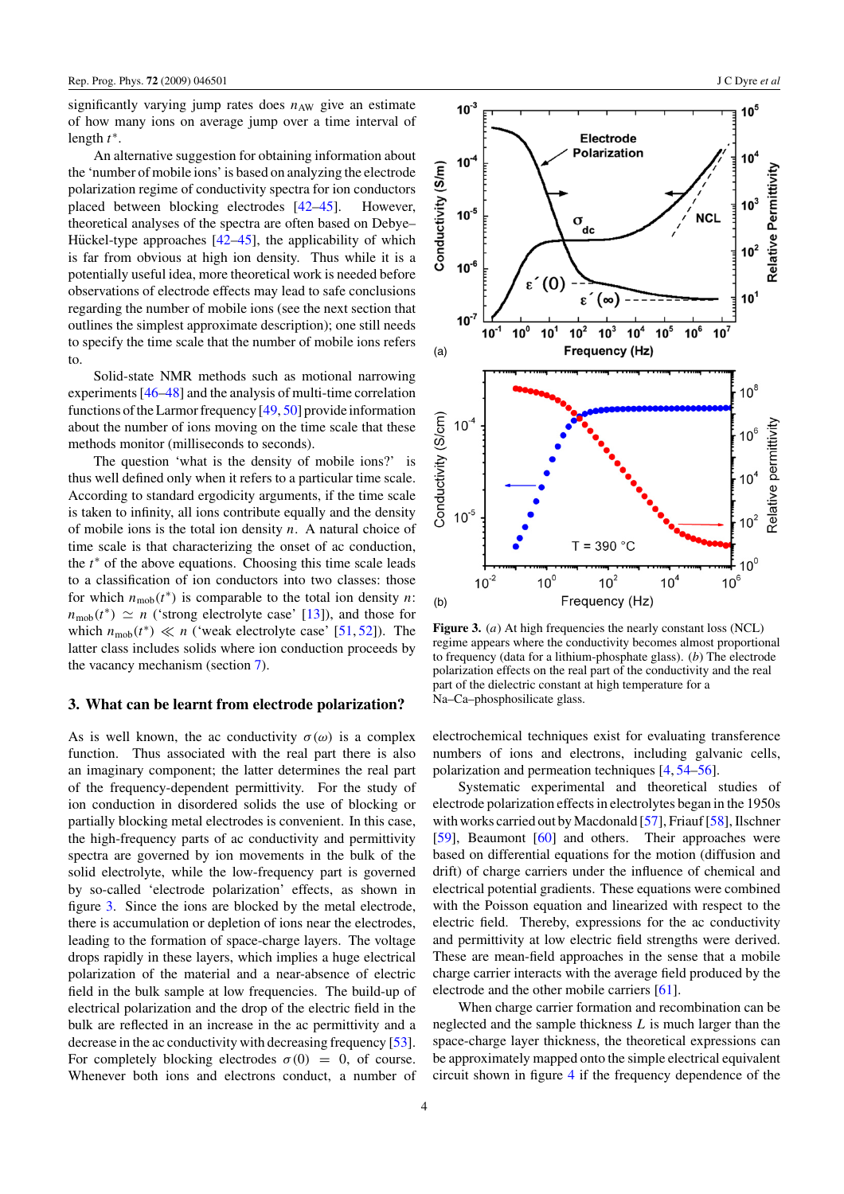significantly varying jump rates does $n_{AW}$ give an estimate of how many ions on average jump over a time interval of length $t^*$.

An alternative suggestion for obtaining information about the 'number of mobile ions' is based on analyzing the electrode polarization regime of conductivity spectra for ion conductors placed between blocking electrodes [42–45]. However, theoretical analyses of the spectra are often based on Debye–Hückel-type approaches [42–45], the applicability of which is far from obvious at high ion density. Thus while it is a potentially useful idea, more theoretical work is needed before observations of electrode effects may lead to safe conclusions regarding the number of mobile ions (see the next section that outlines the simplest approximate description); one still needs to specify the time scale that the number of mobile ions refers to.

Solid-state NMR methods such as motional narrowing experiments [46–48] and the analysis of multi-time correlation functions of the Larmor frequency [49, 50] provide information about the number of ions moving on the time scale that these methods monitor (milliseconds to seconds).

The question 'what is the density of mobile ions?' is thus well defined only when it refers to a particular time scale. According to standard ergodicity arguments, if the time scale is taken to infinity, all ions contribute equally and the density of mobile ions is the total ion density $n$. A natural choice of time scale is that characterizing the onset of ac conduction, the $t^*$ of the above equations. Choosing this time scale leads to a classification of ion conductors into two classes: those for which $n_{mob}(t^*)$ is comparable to the total ion density $n$: $n_{mob}(t^*) \simeq n$ ('strong electrolyte case' [13]), and those for which $n_{mob}(t^*) \ll n$ ('weak electrolyte case' [51, 52]). The latter class includes solids where ion conduction proceeds by the vacancy mechanism (section 7).

## 3. What can be learnt from electrode polarization?

As is well known, the ac conductivity $\sigma(\omega)$ is a complex function. Thus associated with the real part there is also an imaginary component; the latter determines the real part of the frequency-dependent permittivity. For the study of ion conduction in disordered solids the use of blocking or partially blocking metal electrodes is convenient. In this case, the high-frequency parts of ac conductivity and permittivity spectra are governed by ion movements in the bulk of the solid electrolyte, while the low-frequency part is governed by so-called 'electrode polarization' effects, as shown in figure 3. Since the ions are blocked by the metal electrode, there is accumulation or depletion of ions near the electrodes, leading to the formation of space-charge layers. The voltage drops rapidly in these layers, which implies a huge electrical polarization of the material and a near-absence of electric field in the bulk sample at low frequencies. The build-up of electrical polarization and the drop of the electric field in the bulk are reflected in an increase in the ac permittivity and a decrease in the ac conductivity with decreasing frequency [53]. For completely blocking electrodes $\sigma(0) = 0$, of course. Whenever both ions and electrons conduct, a number of electrochemical techniques exist for evaluating transference numbers of ions and electrons, including galvanic cells, polarization and permeation techniques [4, 54–56].

**Figure 3.** (*a*) At high frequencies the nearly constant loss (NCL) regime appears where the conductivity becomes almost proportional to frequency (data for a lithium-phosphate glass). (*b*) The electrode polarization effects on the real part of the conductivity and the real part of the dielectric constant at high temperature for a Na–Ca–phosphosilicate glass.

Systematic experimental and theoretical studies of electrode polarization effects in electrolytes began in the 1950s with works carried out by Macdonald [57], Friauf [58], Ilschner [59], Beaumont [60] and others. Their approaches were based on differential equations for the motion (diffusion and drift) of charge carriers under the influence of chemical and electrical potential gradients. These equations were combined with the Poisson equation and linearized with respect to the electric field. Thereby, expressions for the ac conductivity and permittivity at low electric field strengths were derived. These are mean-field approaches in the sense that a mobile charge carrier interacts with the average field produced by the electrode and the other mobile carriers [61].

When charge carrier formation and recombination can be neglected and the sample thickness $L$ is much larger than the space-charge layer thickness, the theoretical expressions can be approximately mapped onto the simple electrical equivalent circuit shown in figure 4 if the frequency dependence of the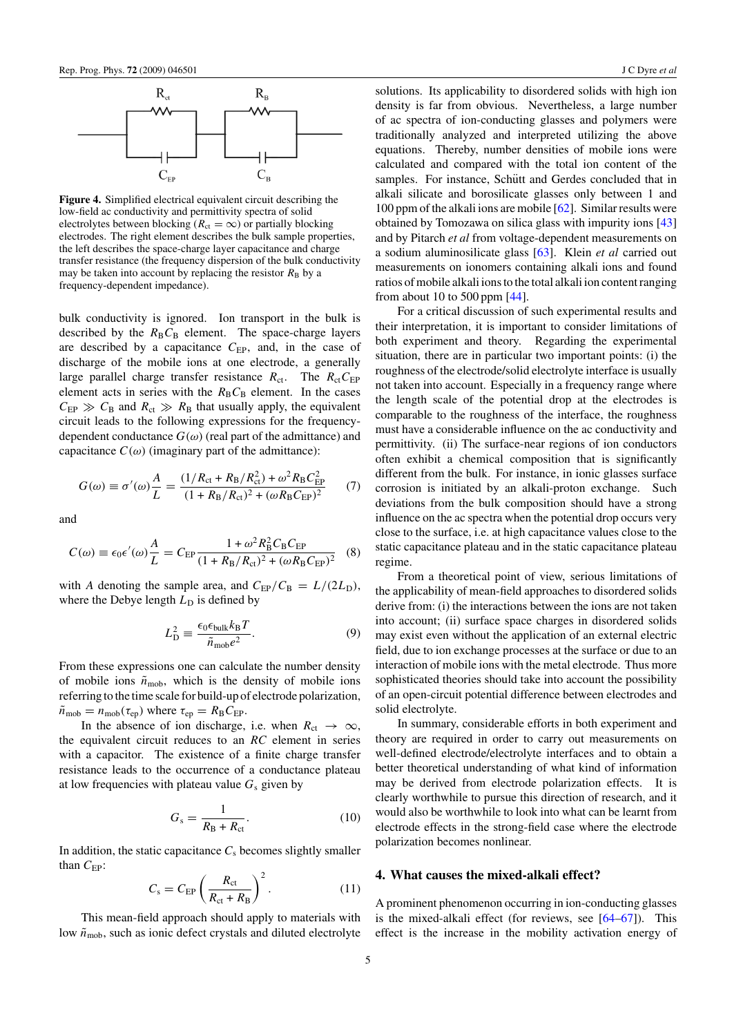**Figure 4.** Simplified electrical equivalent circuit describing the low-field ac conductivity and permittivity spectra of solid electrolytes between blocking ($R_{ct} = \infty$) or partially blocking electrodes. The right element describes the bulk sample properties, the left describes the space-charge layer capacitance and charge transfer resistance (the frequency dispersion of the bulk conductivity may be taken into account by replacing the resistor $R_B$ by a frequency-dependent impedance).

bulk conductivity is ignored. Ion transport in the bulk is described by the $R_B C_B$ element. The space-charge layers are described by a capacitance $C_{EP}$, and, in the case of discharge of the mobile ions at one electrode, a generally large parallel charge transfer resistance $R_{ct}$. The $R_{ct}C_{EP}$ element acts in series with the $R_B C_B$ element. In the cases $C_{EP} \gg C_B$ and $R_{ct} \gg R_B$ that usually apply, the equivalent circuit leads to the following expressions for the frequency-dependent conductance $G(\omega)$ (real part of the admittance) and capacitance $C(\omega)$ (imaginary part of the admittance):

$$G(\omega) \equiv \sigma'(\omega)\frac{A}{L} = \frac{(1/R_{ct} + R_B/R_{ct}^2) + \omega^2 R_B C_{EP}^2}{(1 + R_B/R_{ct})^2 + (\omega R_B C_{EP})^2} \tag{7}$$

and

$$C(\omega) \equiv \epsilon_0\epsilon'(\omega)\frac{A}{L} = C_{EP}\frac{1 + \omega^2 R_B^2 C_B C_{EP}}{(1 + R_B/R_{ct})^2 + (\omega R_B C_{EP})^2} \tag{8}$$

with $A$ denoting the sample area, and $C_{EP}/C_B = L/(2L_D)$, where the Debye length $L_D$ is defined by

$$L_D^2 \equiv \frac{\epsilon_0\epsilon_{bulk}k_B T}{\tilde{n}_{mob}e^2}. \tag{9}$$

From these expressions one can calculate the number density of mobile ions $\tilde{n}_{mob}$, which is the density of mobile ions referring to the time scale for build-up of electrode polarization, $\tilde{n}_{mob} = n_{mob}(\tau_{ep})$ where $\tau_{ep} = R_B C_{EP}$.

In the absence of ion discharge, i.e. when $R_{ct} \to \infty$, the equivalent circuit reduces to an $RC$ element in series with a capacitor. The existence of a finite charge transfer resistance leads to the occurrence of a conductance plateau at low frequencies with plateau value $G_s$ given by

$$G_s = \frac{1}{R_B + R_{ct}}. \tag{10}$$

In addition, the static capacitance $C_s$ becomes slightly smaller than $C_{EP}$:

$$C_s = C_{EP}\left(\frac{R_{ct}}{R_{ct} + R_B}\right)^2. \tag{11}$$

This mean-field approach should apply to materials with low $\tilde{n}_{mob}$, such as ionic defect crystals and diluted electrolyte solutions. Its applicability to disordered solids with high ion density is far from obvious. Nevertheless, a large number of ac spectra of ion-conducting glasses and polymers were traditionally analyzed and interpreted utilizing the above equations. Thereby, number densities of mobile ions were calculated and compared with the total ion content of the samples. For instance, Schütt and Gerdes concluded that in alkali silicate and borosilicate glasses only between 1 and 100 ppm of the alkali ions are mobile [62]. Similar results were obtained by Tomozawa on silica glass with impurity ions [43] and by Pitarch *et al* from voltage-dependent measurements on a sodium aluminosilicate glass [63]. Klein *et al* carried out measurements on ionomers containing alkali ions and found ratios of mobile alkali ions to the total alkali ion content ranging from about 10 to 500 ppm [44].

For a critical discussion of such experimental results and their interpretation, it is important to consider limitations of both experiment and theory. Regarding the experimental situation, there are in particular two important points: (i) the roughness of the electrode/solid electrolyte interface is usually not taken into account. Especially in a frequency range where the length scale of the potential drop at the electrodes is comparable to the roughness of the interface, the roughness must have a considerable influence on the ac conductivity and permittivity. (ii) The surface-near regions of ion conductors often exhibit a chemical composition that is significantly different from the bulk. For instance, in ionic glasses surface corrosion is initiated by an alkali-proton exchange. Such deviations from the bulk composition should have a strong influence on the ac spectra when the potential drop occurs very close to the surface, i.e. at high capacitance values close to the static capacitance plateau and in the static capacitance plateau regime.

From a theoretical point of view, serious limitations of the applicability of mean-field approaches to disordered solids derive from: (i) the interactions between the ions are not taken into account; (ii) surface space charges in disordered solids may exist even without the application of an external electric field, due to ion exchange processes at the surface or due to an interaction of mobile ions with the metal electrode. Thus more sophisticated theories should take into account the possibility of an open-circuit potential difference between electrodes and solid electrolyte.

In summary, considerable efforts in both experiment and theory are required in order to carry out measurements on well-defined electrode/electrolyte interfaces and to obtain a better theoretical understanding of what kind of information may be derived from electrode polarization effects. It is clearly worthwhile to pursue this direction of research, and it would also be worthwhile to look into what can be learnt from electrode effects in the strong-field case where the electrode polarization becomes nonlinear.

## 4. What causes the mixed-alkali effect?

A prominent phenomenon occurring in ion-conducting glasses is the mixed-alkali effect (for reviews, see [64–67]). This effect is the increase in the mobility activation energy of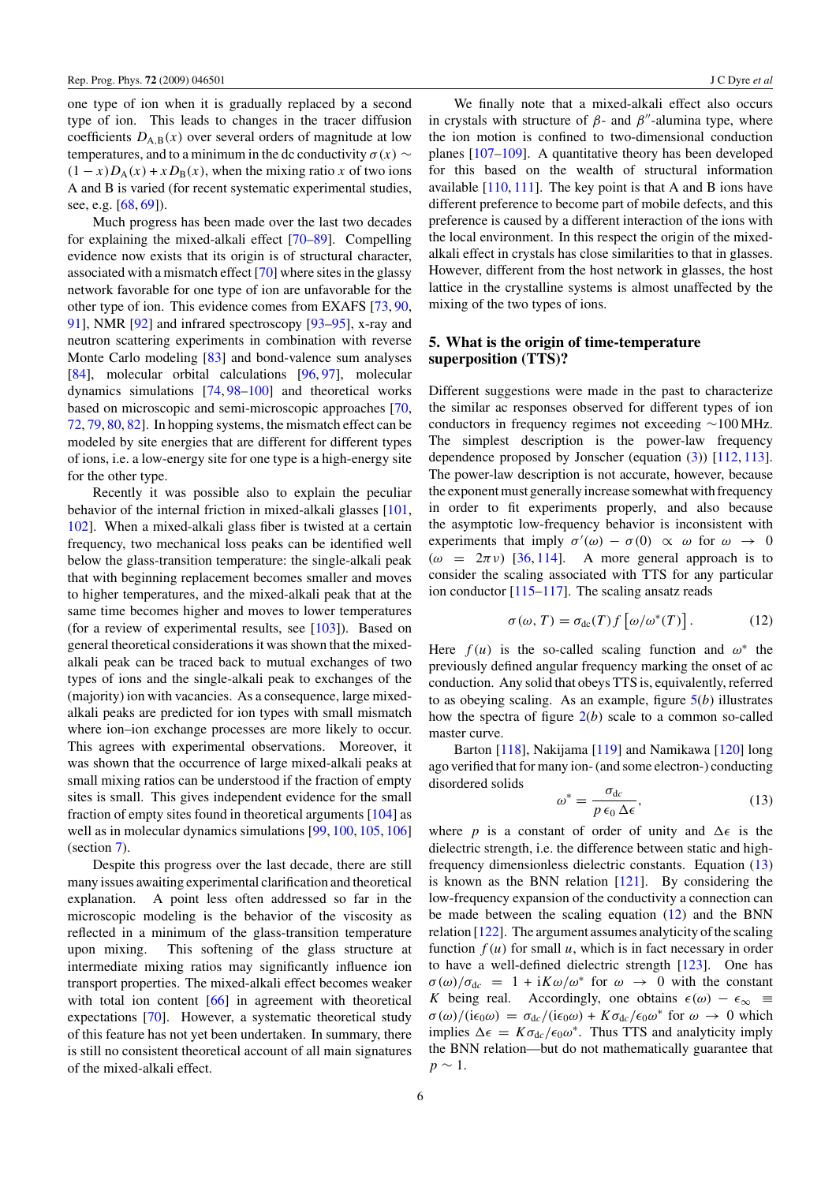one type of ion when it is gradually replaced by a second type of ion. This leads to changes in the tracer diffusion coefficients $D_{A,B}(x)$ over several orders of magnitude at low temperatures, and to a minimum in the dc conductivity $\sigma(x) \sim (1-x)D_A(x) + xD_B(x)$, when the mixing ratio $x$ of two ions A and B is varied (for recent systematic experimental studies, see, e.g. [68, 69]).

Much progress has been made over the last two decades for explaining the mixed-alkali effect [70–89]. Compelling evidence now exists that its origin is of structural character, associated with a mismatch effect [70] where sites in the glassy network favorable for one type of ion are unfavorable for the other type of ion. This evidence comes from EXAFS [73, 90, 91], NMR [92] and infrared spectroscopy [93–95], x-ray and neutron scattering experiments in combination with reverse Monte Carlo modeling [83] and bond-valence sum analyses [84], molecular orbital calculations [96, 97], molecular dynamics simulations [74, 98–100] and theoretical works based on microscopic and semi-microscopic approaches [70, 72, 79, 80, 82]. In hopping systems, the mismatch effect can be modeled by site energies that are different for different types of ions, i.e. a low-energy site for one type is a high-energy site for the other type.

Recently it was possible also to explain the peculiar behavior of the internal friction in mixed-alkali glasses [101, 102]. When a mixed-alkali glass fiber is twisted at a certain frequency, two mechanical loss peaks can be identified well below the glass-transition temperature: the single-alkali peak that with beginning replacement becomes smaller and moves to higher temperatures, and the mixed-alkali peak that at the same time becomes higher and moves to lower temperatures (for a review of experimental results, see [103]). Based on general theoretical considerations it was shown that the mixed-alkali peak can be traced back to mutual exchanges of two types of ions and the single-alkali peak to exchanges of the (majority) ion with vacancies. As a consequence, large mixed-alkali peaks are predicted for ion types with small mismatch where ion–ion exchange processes are more likely to occur. This agrees with experimental observations. Moreover, it was shown that the occurrence of large mixed-alkali peaks at small mixing ratios can be understood if the fraction of empty sites is small. This gives independent evidence for the small fraction of empty sites found in theoretical arguments [104] as well as in molecular dynamics simulations [99, 100, 105, 106] (section 7).

Despite this progress over the last decade, there are still many issues awaiting experimental clarification and theoretical explanation. A point less often addressed so far in the microscopic modeling is the behavior of the viscosity as reflected in a minimum of the glass-transition temperature upon mixing. This softening of the glass structure at intermediate mixing ratios may significantly influence ion transport properties. The mixed-alkali effect becomes weaker with total ion content [66] in agreement with theoretical expectations [70]. However, a systematic theoretical study of this feature has not yet been undertaken. In summary, there is still no consistent theoretical account of all main signatures of the mixed-alkali effect.

We finally note that a mixed-alkali effect also occurs in crystals with structure of $\beta$- and $\beta''$-alumina type, where the ion motion is confined to two-dimensional conduction planes [107–109]. A quantitative theory has been developed for this based on the wealth of structural information available [110, 111]. The key point is that A and B ions have different preference to become part of mobile defects, and this preference is caused by a different interaction of the ions with the local environment. In this respect the origin of the mixed-alkali effect in crystals has close similarities to that in glasses. However, different from the host network in glasses, the host lattice in the crystalline systems is almost unaffected by the mixing of the two types of ions.

## 5. What is the origin of time-temperature superposition (TTS)?

Different suggestions were made in the past to characterize the similar ac responses observed for different types of ion conductors in frequency regimes not exceeding $\sim$100 MHz. The simplest description is the power-law frequency dependence proposed by Jonscher (equation (3)) [112, 113]. The power-law description is not accurate, however, because the exponent must generally increase somewhat with frequency in order to fit experiments properly, and also because the asymptotic low-frequency behavior is inconsistent with experiments that imply $\sigma'(\omega) - \sigma(0) \propto \omega$ for $\omega \to 0$ ($\omega = 2\pi\nu$) [36, 114]. A more general approach is to consider the scaling associated with TTS for any particular ion conductor [115–117]. The scaling ansatz reads

$$\sigma(\omega, T) = \sigma_{dc}(T)\, f\left[\omega/\omega^*(T)\right]. \qquad (12)$$

Here $f(u)$ is the so-called scaling function and $\omega^*$ the previously defined angular frequency marking the onset of ac conduction. Any solid that obeys TTS is, equivalently, referred to as obeying scaling. As an example, figure 5(*b*) illustrates how the spectra of figure 2(*b*) scale to a common so-called master curve.

Barton [118], Nakijama [119] and Namikawa [120] long ago verified that for many ion- (and some electron-) conducting disordered solids

$$\omega^* = \frac{\sigma_{dc}}{p\,\epsilon_0\,\Delta\epsilon}, \qquad (13)$$

where $p$ is a constant of order of unity and $\Delta\epsilon$ is the dielectric strength, i.e. the difference between static and high-frequency dimensionless dielectric constants. Equation (13) is known as the BNN relation [121]. By considering the low-frequency expansion of the conductivity a connection can be made between the scaling equation (12) and the BNN relation [122]. The argument assumes analyticity of the scaling function $f(u)$ for small $u$, which is in fact necessary in order to have a well-defined dielectric strength [123]. One has $\sigma(\omega)/\sigma_{dc} = 1 + \mathrm{i}K\omega/\omega^*$ for $\omega \to 0$ with the constant $K$ being real. Accordingly, one obtains $\epsilon(\omega) - \epsilon_\infty \equiv \sigma(\omega)/(\mathrm{i}\epsilon_0\omega) = \sigma_{dc}/(\mathrm{i}\epsilon_0\omega) + K\sigma_{dc}/\epsilon_0\omega^*$ for $\omega \to 0$ which implies $\Delta\epsilon = K\sigma_{dc}/\epsilon_0\omega^*$. Thus TTS and analyticity imply the BNN relation—but do not mathematically guarantee that $p \sim 1$.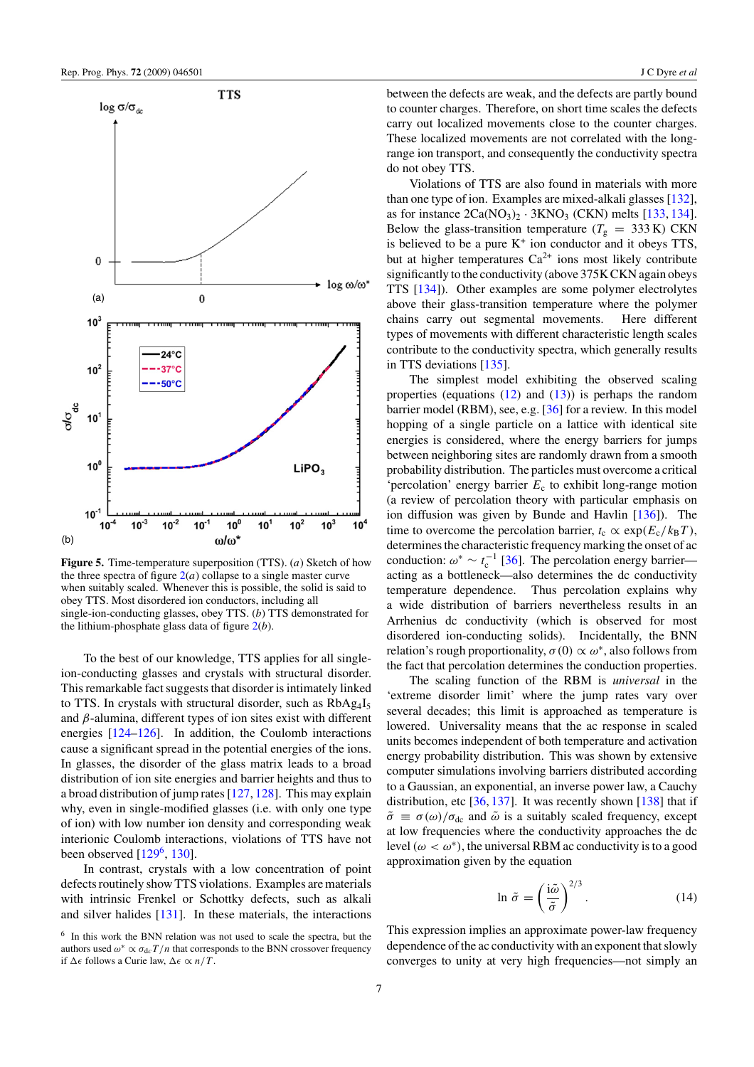Figure 5. Time-temperature superposition (TTS). (a) Sketch of how the three spectra of figure 2(a) collapse to a single master curve when suitably scaled. Whenever this is possible, the solid is said to obey TTS. Most disordered ion conductors, including all single-ion-conducting glasses, obey TTS. (b) TTS demonstrated for the lithium-phosphate glass data of figure 2(b).

To the best of our knowledge, TTS applies for all single-ion-conducting glasses and crystals with structural disorder. This remarkable fact suggests that disorder is intimately linked to TTS. In crystals with structural disorder, such as $RbAg_4I_5$ and $\beta$-alumina, different types of ion sites exist with different energies [124–126]. In addition, the Coulomb interactions cause a significant spread in the potential energies of the ions. In glasses, the disorder of the glass matrix leads to a broad distribution of ion site energies and barrier heights and thus to a broad distribution of jump rates [127, 128]. This may explain why, even in single-modified glasses (i.e. with only one type of ion) with low number ion density and corresponding weak interionic Coulomb interactions, violations of TTS have not been observed [129[6], 130].

In contrast, crystals with a low concentration of point defects routinely show TTS violations. Examples are materials with intrinsic Frenkel or Schottky defects, such as alkali and silver halides [131]. In these materials, the interactions between the defects are weak, and the defects are partly bound to counter charges. Therefore, on short time scales the defects carry out localized movements close to the counter charges. These localized movements are not correlated with the long-range ion transport, and consequently the conductivity spectra do not obey TTS.

Violations of TTS are also found in materials with more than one type of ion. Examples are mixed-alkali glasses [132], as for instance $2Ca(NO_3)_2 \cdot 3KNO_3$ (CKN) melts [133, 134]. Below the glass-transition temperature ($T_g = 333$ K) CKN is believed to be a pure $K^+$ ion conductor and it obeys TTS, but at higher temperatures $Ca^{2+}$ ions most likely contribute significantly to the conductivity (above 375 K CKN again obeys TTS [134]). Other examples are some polymer electrolytes above their glass-transition temperature where the polymer chains carry out segmental movements. Here different types of movements with different characteristic length scales contribute to the conductivity spectra, which generally results in TTS deviations [135].

The simplest model exhibiting the observed scaling properties (equations (12) and (13)) is perhaps the random barrier model (RBM), see, e.g. [36] for a review. In this model hopping of a single particle on a lattice with identical site energies is considered, where the energy barriers for jumps between neighboring sites are randomly drawn from a smooth probability distribution. The particles must overcome a critical 'percolation' energy barrier $E_c$ to exhibit long-range motion (a review of percolation theory with particular emphasis on ion diffusion was given by Bunde and Havlin [136]). The time to overcome the percolation barrier, $t_c \propto \exp(E_c/k_B T)$, determines the characteristic frequency marking the onset of ac conduction: $\omega^* \sim t_c^{-1}$ [36]. The percolation energy barrier—acting as a bottleneck—also determines the dc conductivity temperature dependence. Thus percolation explains why a wide distribution of barriers nevertheless results in an Arrhenius dc conductivity (which is observed for most disordered ion-conducting solids). Incidentally, the BNN relation's rough proportionality, $\sigma(0) \propto \omega^*$, also follows from the fact that percolation determines the conduction properties.

The scaling function of the RBM is *universal* in the 'extreme disorder limit' where the jump rates vary over several decades; this limit is approached as temperature is lowered. Universality means that the ac response in scaled units becomes independent of both temperature and activation energy probability distribution. This was shown by extensive computer simulations involving barriers distributed according to a Gaussian, an exponential, an inverse power law, a Cauchy distribution, etc [36, 137]. It was recently shown [138] that if $\tilde{\sigma} \equiv \sigma(\omega)/\sigma_{dc}$ and $\tilde{\omega}$ is a suitably scaled frequency, except at low frequencies where the conductivity approaches the dc level ($\omega < \omega^*$), the universal RBM ac conductivity is to a good approximation given by the equation

$$\ln \tilde{\sigma} = \left(\frac{i\tilde{\omega}}{\tilde{\sigma}}\right)^{2/3}. \tag{14}$$

This expression implies an approximate power-law frequency dependence of the ac conductivity with an exponent that slowly converges to unity at very high frequencies—not simply an

[6] In this work the BNN relation was not used to scale the spectra, but the authors used $\omega^* \propto \sigma_{dc} T/n$ that corresponds to the BNN crossover frequency if $\Delta\epsilon$ follows a Curie law, $\Delta\epsilon \propto n/T$.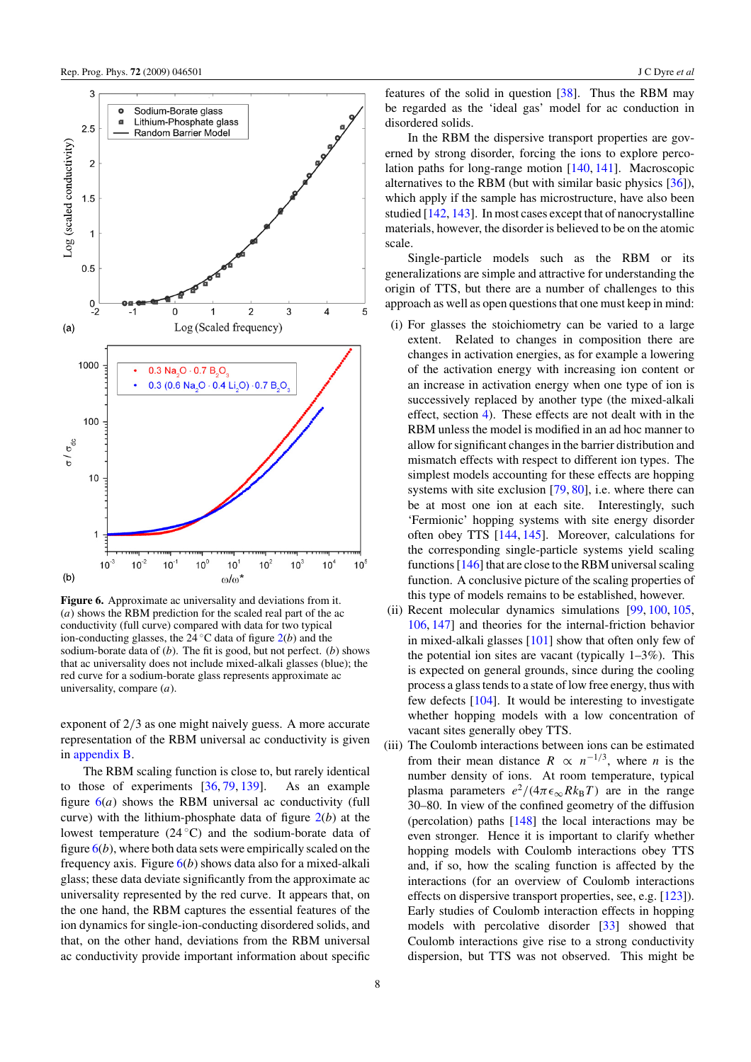**Figure 6.** Approximate ac universality and deviations from it. (*a*) shows the RBM prediction for the scaled real part of the ac conductivity (full curve) compared with data for two typical ion-conducting glasses, the 24 °C data of figure 2(*b*) and the sodium-borate data of (*b*). The fit is good, but not perfect. (*b*) shows that ac universality does not include mixed-alkali glasses (blue); the red curve for a sodium-borate glass represents approximate ac universality, compare (*a*).

exponent of 2/3 as one might naively guess. A more accurate representation of the RBM universal ac conductivity is given in appendix B.

The RBM scaling function is close to, but rarely identical to those of experiments [36, 79, 139]. As an example figure 6(*a*) shows the RBM universal ac conductivity (full curve) with the lithium-phosphate data of figure 2(*b*) at the lowest temperature (24 °C) and the sodium-borate data of figure 6(*b*), where both data sets were empirically scaled on the frequency axis. Figure 6(*b*) shows data also for a mixed-alkali glass; these data deviate significantly from the approximate ac universality represented by the red curve. It appears that, on the one hand, the RBM captures the essential features of the ion dynamics for single-ion-conducting disordered solids, and that, on the other hand, deviations from the RBM universal ac conductivity provide important information about specific features of the solid in question [38]. Thus the RBM may be regarded as the 'ideal gas' model for ac conduction in disordered solids.

In the RBM the dispersive transport properties are governed by strong disorder, forcing the ions to explore percolation paths for long-range motion [140, 141]. Macroscopic alternatives to the RBM (but with similar basic physics [36]), which apply if the sample has microstructure, have also been studied [142, 143]. In most cases except that of nanocrystalline materials, however, the disorder is believed to be on the atomic scale.

Single-particle models such as the RBM or its generalizations are simple and attractive for understanding the origin of TTS, but there are a number of challenges to this approach as well as open questions that one must keep in mind:

(i) For glasses the stoichiometry can be varied to a large extent. Related to changes in composition there are changes in activation energies, as for example a lowering of the activation energy with increasing ion content or an increase in activation energy when one type of ion is successively replaced by another type (the mixed-alkali effect, section 4). These effects are not dealt with in the RBM unless the model is modified in an ad hoc manner to allow for significant changes in the barrier distribution and mismatch effects with respect to different ion types. The simplest models accounting for these effects are hopping systems with site exclusion [79, 80], i.e. where there can be at most one ion at each site. Interestingly, such 'Fermionic' hopping systems with site energy disorder often obey TTS [144, 145]. Moreover, calculations for the corresponding single-particle systems yield scaling functions [146] that are close to the RBM universal scaling function. A conclusive picture of the scaling properties of this type of models remains to be established, however.

(ii) Recent molecular dynamics simulations [99, 100, 105, 106, 147] and theories for the internal-friction behavior in mixed-alkali glasses [101] show that often only few of the potential ion sites are vacant (typically 1–3%). This is expected on general grounds, since during the cooling process a glass tends to a state of low free energy, thus with few defects [104]. It would be interesting to investigate whether hopping models with a low concentration of vacant sites generally obey TTS.

(iii) The Coulomb interactions between ions can be estimated from their mean distance $R \propto n^{-1/3}$, where $n$ is the number density of ions. At room temperature, typical plasma parameters $e^2/(4\pi\epsilon_\infty R k_B T)$ are in the range 30–80. In view of the confined geometry of the diffusion (percolation) paths [148] the local interactions may be even stronger. Hence it is important to clarify whether hopping models with Coulomb interactions obey TTS and, if so, how the scaling function is affected by the interactions (for an overview of Coulomb interactions effects on dispersive transport properties, see, e.g. [123]). Early studies of Coulomb interaction effects in hopping models with percolative disorder [33] showed that Coulomb interactions give rise to a strong conductivity dispersion, but TTS was not observed. This might be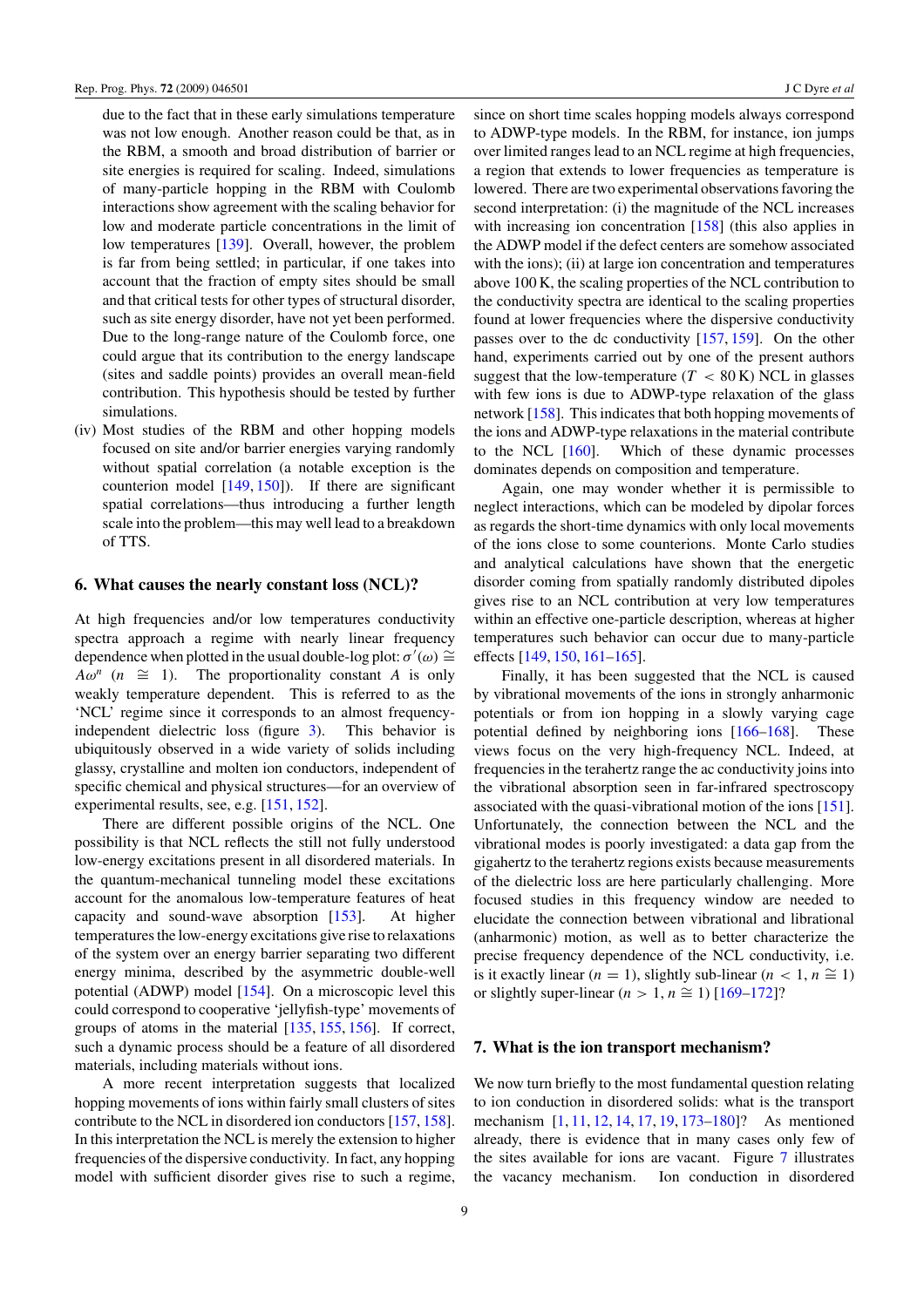due to the fact that in these early simulations temperature was not low enough. Another reason could be that, as in the RBM, a smooth and broad distribution of barrier or site energies is required for scaling. Indeed, simulations of many-particle hopping in the RBM with Coulomb interactions show agreement with the scaling behavior for low and moderate particle concentrations in the limit of low temperatures [139]. Overall, however, the problem is far from being settled; in particular, if one takes into account that the fraction of empty sites should be small and that critical tests for other types of structural disorder, such as site energy disorder, have not yet been performed. Due to the long-range nature of the Coulomb force, one could argue that its contribution to the energy landscape (sites and saddle points) provides an overall mean-field contribution. This hypothesis should be tested by further simulations.

(iv) Most studies of the RBM and other hopping models focused on site and/or barrier energies varying randomly without spatial correlation (a notable exception is the counterion model [149, 150]). If there are significant spatial correlations—thus introducing a further length scale into the problem—this may well lead to a breakdown of TTS.

## 6. What causes the nearly constant loss (NCL)?

At high frequencies and/or low temperatures conductivity spectra approach a regime with nearly linear frequency dependence when plotted in the usual double-log plot: $\sigma'(\omega) \cong A\omega^n$ ($n \cong 1$). The proportionality constant $A$ is only weakly temperature dependent. This is referred to as the 'NCL' regime since it corresponds to an almost frequency-independent dielectric loss (figure 3). This behavior is ubiquitously observed in a wide variety of solids including glassy, crystalline and molten ion conductors, independent of specific chemical and physical structures—for an overview of experimental results, see, e.g. [151, 152].

There are different possible origins of the NCL. One possibility is that NCL reflects the still not fully understood low-energy excitations present in all disordered materials. In the quantum-mechanical tunneling model these excitations account for the anomalous low-temperature features of heat capacity and sound-wave absorption [153]. At higher temperatures the low-energy excitations give rise to relaxations of the system over an energy barrier separating two different energy minima, described by the asymmetric double-well potential (ADWP) model [154]. On a microscopic level this could correspond to cooperative 'jellyfish-type' movements of groups of atoms in the material [135, 155, 156]. If correct, such a dynamic process should be a feature of all disordered materials, including materials without ions.

A more recent interpretation suggests that localized hopping movements of ions within fairly small clusters of sites contribute to the NCL in disordered ion conductors [157, 158]. In this interpretation the NCL is merely the extension to higher frequencies of the dispersive conductivity. In fact, any hopping model with sufficient disorder gives rise to such a regime, since on short time scales hopping models always correspond to ADWP-type models. In the RBM, for instance, ion jumps over limited ranges lead to an NCL regime at high frequencies, a region that extends to lower frequencies as temperature is lowered. There are two experimental observations favoring the second interpretation: (i) the magnitude of the NCL increases with increasing ion concentration [158] (this also applies in the ADWP model if the defect centers are somehow associated with the ions); (ii) at large ion concentration and temperatures above 100 K, the scaling properties of the NCL contribution to the conductivity spectra are identical to the scaling properties found at lower frequencies where the dispersive conductivity passes over to the dc conductivity [157, 159]. On the other hand, experiments carried out by one of the present authors suggest that the low-temperature ($T < 80$ K) NCL in glasses with few ions is due to ADWP-type relaxation of the glass network [158]. This indicates that both hopping movements of the ions and ADWP-type relaxations in the material contribute to the NCL [160]. Which of these dynamic processes dominates depends on composition and temperature.

Again, one may wonder whether it is permissible to neglect interactions, which can be modeled by dipolar forces as regards the short-time dynamics with only local movements of the ions close to some counterions. Monte Carlo studies and analytical calculations have shown that the energetic disorder coming from spatially randomly distributed dipoles gives rise to an NCL contribution at very low temperatures within an effective one-particle description, whereas at higher temperatures such behavior can occur due to many-particle effects [149, 150, 161–165].

Finally, it has been suggested that the NCL is caused by vibrational movements of the ions in strongly anharmonic potentials or from ion hopping in a slowly varying cage potential defined by neighboring ions [166–168]. These views focus on the very high-frequency NCL. Indeed, at frequencies in the terahertz range the ac conductivity joins into the vibrational absorption seen in far-infrared spectroscopy associated with the quasi-vibrational motion of the ions [151]. Unfortunately, the connection between the NCL and the vibrational modes is poorly investigated: a data gap from the gigahertz to the terahertz regions exists because measurements of the dielectric loss are here particularly challenging. More focused studies in this frequency window are needed to elucidate the connection between vibrational and librational (anharmonic) motion, as well as to better characterize the precise frequency dependence of the NCL conductivity, i.e. is it exactly linear ($n = 1$), slightly sub-linear ($n < 1, n \cong 1$) or slightly super-linear ($n > 1, n \cong 1$) [169–172]?

## 7. What is the ion transport mechanism?

We now turn briefly to the most fundamental question relating to ion conduction in disordered solids: what is the transport mechanism [1, 11, 12, 14, 17, 19, 173–180]? As mentioned already, there is evidence that in many cases only few of the sites available for ions are vacant. Figure 7 illustrates the vacancy mechanism. Ion conduction in disordered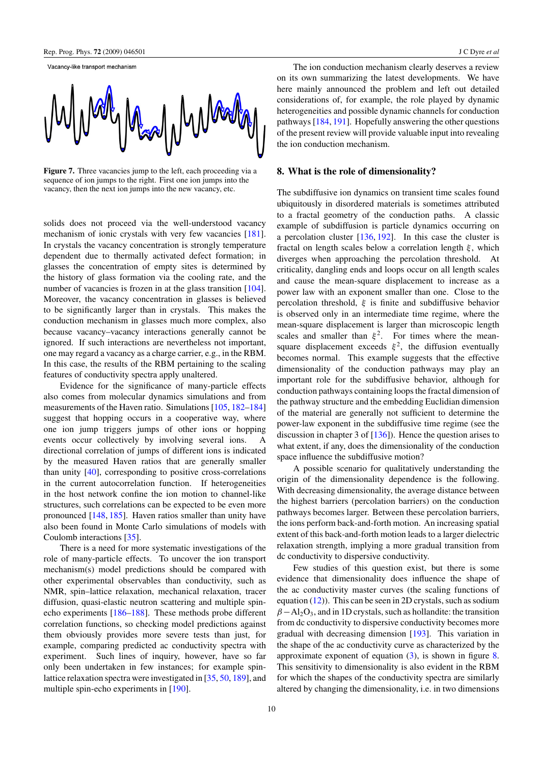Vacancy-like transport mechanism

**Figure 7.** Three vacancies jump to the left, each proceeding via a sequence of ion jumps to the right. First one ion jumps into the vacancy, then the next ion jumps into the new vacancy, etc.

solids does not proceed via the well-understood vacancy mechanism of ionic crystals with very few vacancies [181]. In crystals the vacancy concentration is strongly temperature dependent due to thermally activated defect formation; in glasses the concentration of empty sites is determined by the history of glass formation via the cooling rate, and the number of vacancies is frozen in at the glass transition [104]. Moreover, the vacancy concentration in glasses is believed to be significantly larger than in crystals. This makes the conduction mechanism in glasses much more complex, also because vacancy–vacancy interactions generally cannot be ignored. If such interactions are nevertheless not important, one may regard a vacancy as a charge carrier, e.g., in the RBM. In this case, the results of the RBM pertaining to the scaling features of conductivity spectra apply unaltered.

Evidence for the significance of many-particle effects also comes from molecular dynamics simulations and from measurements of the Haven ratio. Simulations [105, 182–184] suggest that hopping occurs in a cooperative way, where one ion jump triggers jumps of other ions or hopping events occur collectively by involving several ions. A directional correlation of jumps of different ions is indicated by the measured Haven ratios that are generally smaller than unity [40], corresponding to positive cross-correlations in the current autocorrelation function. If heterogeneities in the host network confine the ion motion to channel-like structures, such correlations can be expected to be even more pronounced [148, 185]. Haven ratios smaller than unity have also been found in Monte Carlo simulations of models with Coulomb interactions [35].

There is a need for more systematic investigations of the role of many-particle effects. To uncover the ion transport mechanism(s) model predictions should be compared with other experimental observables than conductivity, such as NMR, spin–lattice relaxation, mechanical relaxation, tracer diffusion, quasi-elastic neutron scattering and multiple spin-echo experiments [186–188]. These methods probe different correlation functions, so checking model predictions against them obviously provides more severe tests than just, for example, comparing predicted ac conductivity spectra with experiment. Such lines of inquiry, however, have so far only been undertaken in few instances; for example spin-lattice relaxation spectra were investigated in [35, 50, 189], and multiple spin-echo experiments in [190].

The ion conduction mechanism clearly deserves a review on its own summarizing the latest developments. We have here mainly announced the problem and left out detailed considerations of, for example, the role played by dynamic heterogeneities and possible dynamic channels for conduction pathways [184, 191]. Hopefully answering the other questions of the present review will provide valuable input into revealing the ion conduction mechanism.

## 8. What is the role of dimensionality?

The subdiffusive ion dynamics on transient time scales found ubiquitously in disordered materials is sometimes attributed to a fractal geometry of the conduction paths. A classic example of subdiffusion is particle dynamics occurring on a percolation cluster [136, 192]. In this case the cluster is fractal on length scales below a correlation length $\xi$, which diverges when approaching the percolation threshold. At criticality, dangling ends and loops occur on all length scales and cause the mean-square displacement to increase as a power law with an exponent smaller than one. Close to the percolation threshold, $\xi$ is finite and subdiffusive behavior is observed only in an intermediate time regime, where the mean-square displacement is larger than microscopic length scales and smaller than $\xi^2$. For times where the mean-square displacement exceeds $\xi^2$, the diffusion eventually becomes normal. This example suggests that the effective dimensionality of the conduction pathways may play an important role for the subdiffusive behavior, although for conduction pathways containing loops the fractal dimension of the pathway structure and the embedding Euclidian dimension of the material are generally not sufficient to determine the power-law exponent in the subdiffusive time regime (see the discussion in chapter 3 of [136]). Hence the question arises to what extent, if any, does the dimensionality of the conduction space influence the subdiffusive motion?

A possible scenario for qualitatively understanding the origin of the dimensionality dependence is the following. With decreasing dimensionality, the average distance between the highest barriers (percolation barriers) on the conduction pathways becomes larger. Between these percolation barriers, the ions perform back-and-forth motion. An increasing spatial extent of this back-and-forth motion leads to a larger dielectric relaxation strength, implying a more gradual transition from dc conductivity to dispersive conductivity.

Few studies of this question exist, but there is some evidence that dimensionality does influence the shape of the ac conductivity master curves (the scaling functions of equation (12)). This can be seen in 2D crystals, such as sodium $\beta-Al_2O_3$, and in 1D crystals, such as hollandite: the transition from dc conductivity to dispersive conductivity becomes more gradual with decreasing dimension [193]. This variation in the shape of the ac conductivity curve as characterized by the approximate exponent of equation (3), is shown in figure 8. This sensitivity to dimensionality is also evident in the RBM for which the shapes of the conductivity spectra are similarly altered by changing the dimensionality, i.e. in two dimensions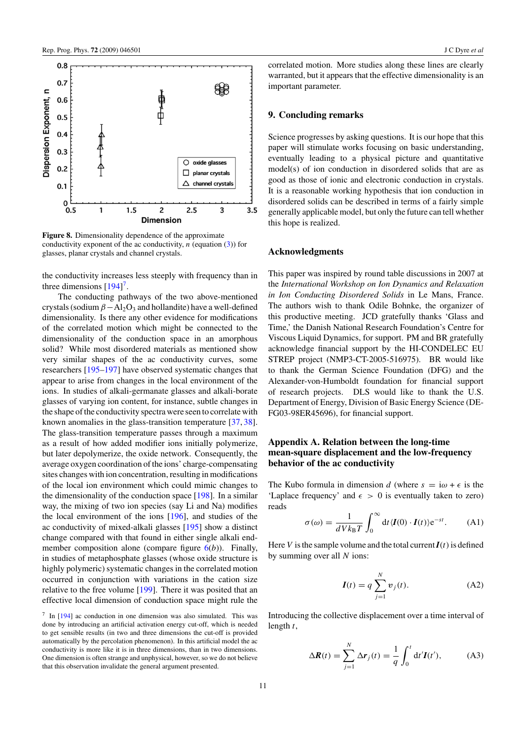Figure 8. Dimensionality dependence of the approximate conductivity exponent of the ac conductivity, $n$ (equation (3)) for glasses, planar crystals and channel crystals.

the conductivity increases less steeply with frequency than in three dimensions [194][7].

The conducting pathways of the two above-mentioned crystals (sodium $\beta-Al_2O_3$ and hollandite) have a well-defined dimensionality. Is there any other evidence for modifications of the correlated motion which might be connected to the dimensionality of the conduction space in an amorphous solid? While most disordered materials as mentioned show very similar shapes of the ac conductivity curves, some researchers [195–197] have observed systematic changes that appear to arise from changes in the local environment of the ions. In studies of alkali-germanate glasses and alkali-borate glasses of varying ion content, for instance, subtle changes in the shape of the conductivity spectra were seen to correlate with known anomalies in the glass-transition temperature [37, 38]. The glass-transition temperature passes through a maximum as a result of how added modifier ions initially polymerize, but later depolymerize, the oxide network. Consequently, the average oxygen coordination of the ions' charge-compensating sites changes with ion concentration, resulting in modifications of the local ion environment which could mimic changes to the dimensionality of the conduction space [198]. In a similar way, the mixing of two ion species (say Li and Na) modifies the local environment of the ions [196], and studies of the ac conductivity of mixed-alkali glasses [195] show a distinct change compared with that found in either single alkali end-member composition alone (compare figure 6(b)). Finally, in studies of metaphosphate glasses (whose oxide structure is highly polymeric) systematic changes in the correlated motion occurred in conjunction with variations in the cation size relative to the free volume [199]. There it was posited that an effective local dimension of conduction space might rule the correlated motion. More studies along these lines are clearly warranted, but it appears that the effective dimensionality is an important parameter.

[7] In [194] ac conduction in one dimension was also simulated. This was done by introducing an artificial activation energy cut-off, which is needed to get sensible results (in two and three dimensions the cut-off is provided automatically by the percolation phenomenon). In this artificial model the ac conductivity is more like it is in three dimensions, than in two dimensions. One dimension is often strange and unphysical, however, so we do not believe that this observation invalidate the general argument presented.

## 9. Concluding remarks

Science progresses by asking questions. It is our hope that this paper will stimulate works focusing on basic understanding, eventually leading to a physical picture and quantitative model(s) of ion conduction in disordered solids that are as good as those of ionic and electronic conduction in crystals. It is a reasonable working hypothesis that ion conduction in disordered solids can be described in terms of a fairly simple generally applicable model, but only the future can tell whether this hope is realized.

## Acknowledgments

This paper was inspired by round table discussions in 2007 at the *International Workshop on Ion Dynamics and Relaxation in Ion Conducting Disordered Solids* in Le Mans, France. The authors wish to thank Odile Bohnke, the organizer of this productive meeting. JCD gratefully thanks 'Glass and Time,' the Danish National Research Foundation's Centre for Viscous Liquid Dynamics, for support. PM and BR gratefully acknowledge financial support by the HI-CONDELEC EU STREP project (NMP3-CT-2005-516975). BR would like to thank the German Science Foundation (DFG) and the Alexander-von-Humboldt foundation for financial support of research projects. DLS would like to thank the U.S. Department of Energy, Division of Basic Energy Science (DE-FG03-98ER45696), for financial support.

## Appendix A. Relation between the long-time mean-square displacement and the low-frequency behavior of the ac conductivity

The Kubo formula in dimension $d$ (where $s = i\omega + \epsilon$ is the 'Laplace frequency' and $\epsilon > 0$ is eventually taken to zero) reads

$$\sigma(\omega) = \frac{1}{dVk_BT}\int_0^\infty dt\,\langle \boldsymbol{I}(0)\cdot\boldsymbol{I}(t)\rangle e^{-st}. \qquad \text{(A1)}$$

Here $V$ is the sample volume and the total current $\boldsymbol{I}(t)$ is defined by summing over all $N$ ions:

$$\boldsymbol{I}(t) = q\sum_{j=1}^{N}\boldsymbol{v}_j(t). \qquad \text{(A2)}$$

Introducing the collective displacement over a time interval of length $t$,

$$\Delta\boldsymbol{R}(t) = \sum_{j=1}^{N}\Delta\boldsymbol{r}_j(t) = \frac{1}{q}\int_0^t dt'\boldsymbol{I}(t'), \qquad \text{(A3)}$$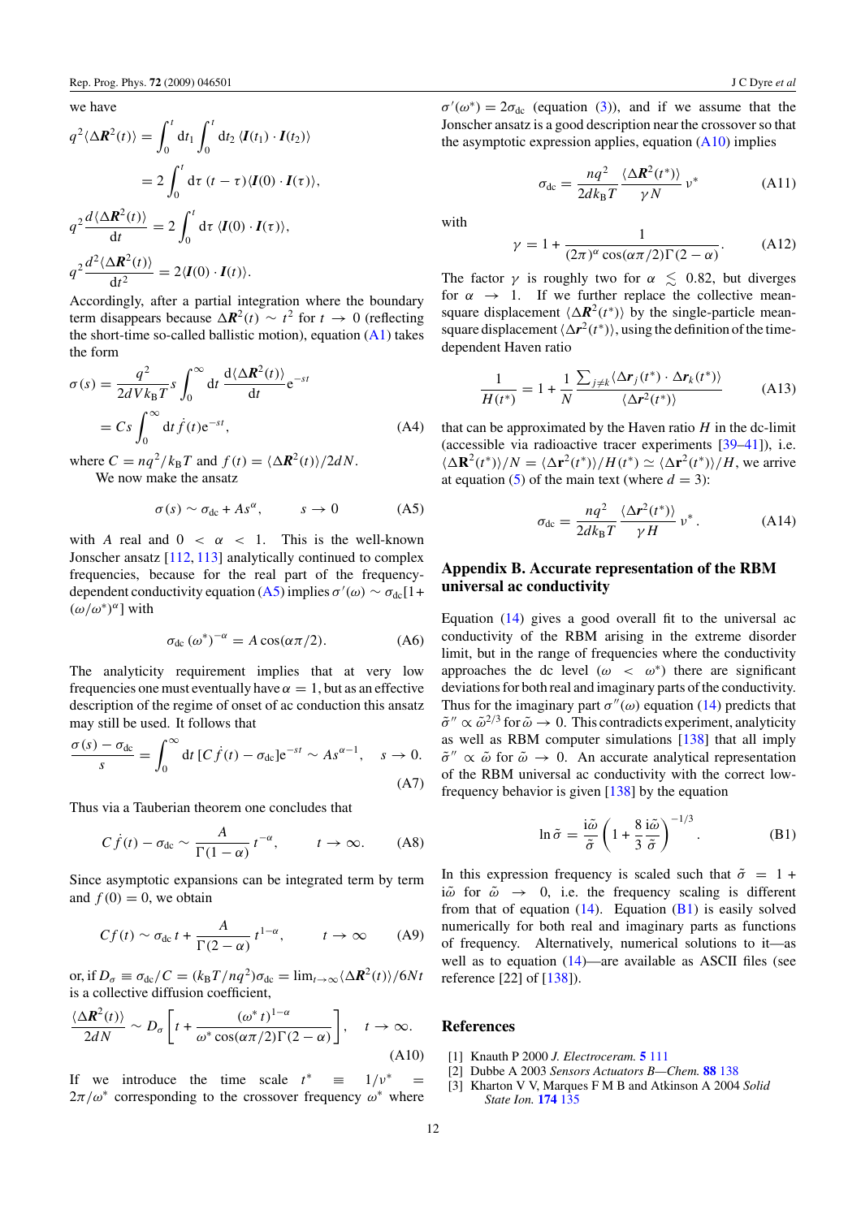we have

$$q^2\langle\Delta\boldsymbol{R}^2(t)\rangle = \int_0^t \mathrm{d}t_1 \int_0^t \mathrm{d}t_2\, \langle \boldsymbol{I}(t_1)\cdot\boldsymbol{I}(t_2)\rangle$$

$$= 2\int_0^t \mathrm{d}\tau\,(t-\tau)\langle \boldsymbol{I}(0)\cdot\boldsymbol{I}(\tau)\rangle,$$

$$q^2\frac{d\langle\Delta\boldsymbol{R}^2(t)\rangle}{\mathrm{d}t} = 2\int_0^t \mathrm{d}\tau\,\langle \boldsymbol{I}(0)\cdot\boldsymbol{I}(\tau)\rangle,$$

$$q^2\frac{d^2\langle\Delta\boldsymbol{R}^2(t)\rangle}{\mathrm{d}t^2} = 2\langle \boldsymbol{I}(0)\cdot\boldsymbol{I}(t)\rangle.$$

Accordingly, after a partial integration where the boundary term disappears because $\Delta\boldsymbol{R}^2(t) \sim t^2$ for $t \to 0$ (reflecting the short-time so-called ballistic motion), equation (A1) takes the form

$$\sigma(s) = \frac{q^2}{2dVk_BT} s \int_0^\infty \mathrm{d}t\, \frac{\mathrm{d}\langle\Delta\boldsymbol{R}^2(t)\rangle}{\mathrm{d}t} \mathrm{e}^{-st}$$

$$= Cs\int_0^\infty \mathrm{d}t\, \dot{f}(t)\mathrm{e}^{-st}, \tag{A4}$$

where $C = nq^2/k_BT$ and $f(t) = \langle\Delta\boldsymbol{R}^2(t)\rangle/2dN$.

We now make the ansatz

$$\sigma(s) \sim \sigma_{dc} + As^\alpha, \qquad s \to 0 \tag{A5}$$

with $A$ real and $0 < \alpha < 1$. This is the well-known Jonscher ansatz [112, 113] analytically continued to complex frequencies, because for the real part of the frequency-dependent conductivity equation (A5) implies $\sigma'(\omega) \sim \sigma_{dc}[1 + (\omega/\omega^*)^\alpha]$ with

$$\sigma_{dc}(\omega^*)^{-\alpha} = A\cos(\alpha\pi/2). \tag{A6}$$

The analyticity requirement implies that at very low frequencies one must eventually have $\alpha = 1$, but as an effective description of the regime of onset of ac conduction this ansatz may still be used. It follows that

$$\frac{\sigma(s)-\sigma_{dc}}{s} = \int_0^\infty \mathrm{d}t\,[C\dot{f}(t)-\sigma_{dc}]\mathrm{e}^{-st} \sim As^{\alpha-1}, \quad s\to 0. \tag{A7}$$

Thus via a Tauberian theorem one concludes that

$$C\dot{f}(t) - \sigma_{dc} \sim \frac{A}{\Gamma(1-\alpha)}t^{-\alpha}, \qquad t\to\infty. \tag{A8}$$

Since asymptotic expansions can be integrated term by term and $f(0) = 0$, we obtain

$$Cf(t) \sim \sigma_{dc}\, t + \frac{A}{\Gamma(2-\alpha)}t^{1-\alpha}, \qquad t\to\infty \tag{A9}$$

or, if $D_\sigma \equiv \sigma_{dc}/C = (k_BT/nq^2)\sigma_{dc} = \lim_{t\to\infty}\langle\Delta\boldsymbol{R}^2(t)\rangle/6Nt$ is a collective diffusion coefficient,

$$\frac{\langle\Delta\boldsymbol{R}^2(t)\rangle}{2dN} \sim D_\sigma\left[t + \frac{(\omega^*t)^{1-\alpha}}{\omega^*\cos(\alpha\pi/2)\Gamma(2-\alpha)}\right], \quad t\to\infty. \tag{A10}$$

If we introduce the time scale $t^* \equiv 1/\nu^* = 2\pi/\omega^*$ corresponding to the crossover frequency $\omega^*$ where $\sigma'(\omega^*) = 2\sigma_{dc}$ (equation (3)), and if we assume that the Jonscher ansatz is a good description near the crossover so that the asymptotic expression applies, equation (A10) implies

$$\sigma_{dc} = \frac{nq^2}{2dk_BT}\frac{\langle\boldsymbol{R}^2(t^*)\rangle}{\gamma N}\nu^* \tag{A11}$$

with

$$\gamma = 1 + \frac{1}{(2\pi)^\alpha\cos(\alpha\pi/2)\Gamma(2-\alpha)}. \tag{A12}$$

The factor $\gamma$ is roughly two for $\alpha \lesssim 0.82$, but diverges for $\alpha \to 1$. If we further replace the collective mean-square displacement $\langle\Delta\boldsymbol{R}^2(t^*)\rangle$ by the single-particle mean-square displacement $\langle\Delta\boldsymbol{r}^2(t^*)\rangle$, using the definition of the time-dependent Haven ratio

$$\frac{1}{H(t^*)} = 1 + \frac{1}{N}\frac{\sum_{j\neq k}\langle\Delta\boldsymbol{r}_j(t^*)\cdot\Delta\boldsymbol{r}_k(t^*)\rangle}{\langle\Delta\boldsymbol{r}^2(t^*)\rangle} \tag{A13}$$

that can be approximated by the Haven ratio $H$ in the dc-limit (accessible via radioactive tracer experiments [39–41]), i.e. $\langle\Delta\boldsymbol{R}^2(t^*)\rangle/N = \langle\Delta\boldsymbol{r}^2(t^*)\rangle/H(t^*) \simeq \langle\Delta\boldsymbol{r}^2(t^*)\rangle/H$, we arrive at equation (5) of the main text (where $d = 3$):

$$\sigma_{dc} = \frac{nq^2}{2dk_BT}\frac{\langle\Delta\boldsymbol{r}^2(t^*)\rangle}{\gamma H}\nu^*. \tag{A14}$$

## Appendix B. Accurate representation of the RBM universal ac conductivity

Equation (14) gives a good overall fit to the universal ac conductivity of the RBM arising in the extreme disorder limit, but in the range of frequencies where the conductivity approaches the dc level ($\omega < \omega^*$) there are significant deviations for both real and imaginary parts of the conductivity. Thus for the imaginary part $\sigma''(\omega)$ equation (14) predicts that $\tilde{\sigma}'' \propto \tilde{\omega}^{2/3}$ for $\tilde{\omega}\to 0$. This contradicts experiment, analyticity as well as RBM computer simulations [138] that all imply $\tilde{\sigma}'' \propto \tilde{\omega}$ for $\tilde{\omega}\to 0$. An accurate analytical representation of the RBM universal ac conductivity with the correct low-frequency behavior is given [138] by the equation

$$\ln\tilde{\sigma} = \frac{\mathrm{i}\tilde{\omega}}{\tilde{\sigma}}\left(1 + \frac{8}{3}\frac{\mathrm{i}\tilde{\omega}}{\tilde{\sigma}}\right)^{-1/3}. \tag{B1}$$

In this expression frequency is scaled such that $\tilde{\sigma} = 1 + \mathrm{i}\tilde{\omega}$ for $\tilde{\omega}\to 0$, i.e. the frequency scaling is different from that of equation (14). Equation (B1) is easily solved numerically for both real and imaginary parts as functions of frequency. Alternatively, numerical solutions to it—as well as to equation (14)—are available as ASCII files (see reference [22] of [138]).

## References

[1] Knauth P 2000 *J. Electroceram.* **5** 111

[2] Dubbe A 2003 *Sensors Actuators B—Chem.* **88** 138

[3] Kharton V V, Marques F M B and Atkinson A 2004 *Solid State Ion.* **174** 135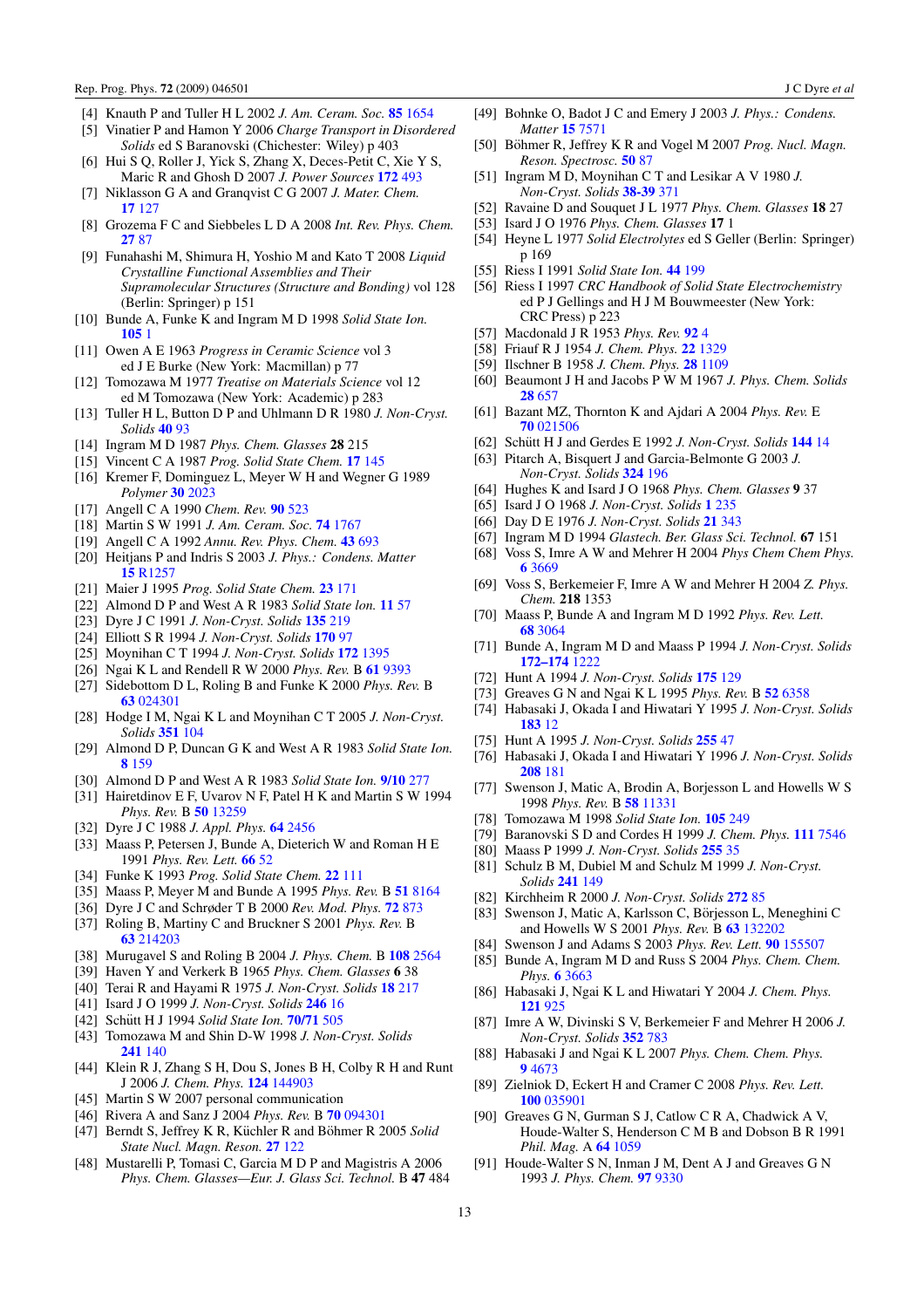[4] Knauth P and Tuller H L 2002 *J. Am. Ceram. Soc.* **85** 1654
[5] Vinatier P and Hamon Y 2006 *Charge Transport in Disordered Solids* ed S Baranovski (Chichester: Wiley) p 403
[6] Hui S Q, Roller J, Yick S, Zhang X, Deces-Petit C, Xie Y S, Maric R and Ghosh D 2007 *J. Power Sources* **172** 493
[7] Niklasson G A and Granqvist C G 2007 *J. Mater. Chem.* **17** 127
[8] Grozema F C and Siebbeles L D A 2008 *Int. Rev. Phys. Chem.* **27** 87
[9] Funahashi M, Shimura H, Yoshio M and Kato T 2008 *Liquid Crystalline Functional Assemblies and Their Supramolecular Structures (Structure and Bonding)* vol 128 (Berlin: Springer) p 151
[10] Bunde A, Funke K and Ingram M D 1998 *Solid State Ion.* **105** 1
[11] Owen A E 1963 *Progress in Ceramic Science* vol 3 ed J E Burke (New York: Macmillan) p 77
[12] Tomozawa M 1977 *Treatise on Materials Science* vol 12 ed M Tomozawa (New York: Academic) p 283
[13] Tuller H L, Button D P and Uhlmann D R 1980 *J. Non-Cryst. Solids* **40** 93
[14] Ingram M D 1987 *Phys. Chem. Glasses* **28** 215
[15] Vincent C A 1987 *Prog. Solid State Chem.* **17** 145
[16] Kremer F, Dominguez L, Meyer W H and Wegner G 1989 *Polymer* **30** 2023
[17] Angell C A 1990 *Chem. Rev.* **90** 523
[18] Martin S W 1991 *J. Am. Ceram. Soc.* **74** 1767
[19] Angell C A 1992 *Annu. Rev. Phys. Chem.* **43** 693
[20] Heitjans P and Indris S 2003 *J. Phys.: Condens. Matter* **15** R1257
[21] Maier J 1995 *Prog. Solid State Chem.* **23** 171
[22] Almond D P and West A R 1983 *Solid State Ion.* **11** 57
[23] Dyre J C 1991 *J. Non-Cryst. Solids* **135** 219
[24] Elliott S R 1994 *J. Non-Cryst. Solids* **170** 97
[25] Moynihan C T 1994 *J. Non-Cryst. Solids* **172** 1395
[26] Ngai K L and Rendell R W 2000 *Phys. Rev.* B **61** 9393
[27] Sidebottom D L, Roling B and Funke K 2000 *Phys. Rev.* B **63** 024301
[28] Hodge I M, Ngai K L and Moynihan C T 2005 *J. Non-Cryst. Solids* **351** 104
[29] Almond D P, Duncan G K and West A R 1983 *Solid State Ion.* **8** 159
[30] Almond D P and West A R 1983 *Solid State Ion.* **9/10** 277
[31] Hairetdinov E F, Uvarov N F, Patel H K and Martin S W 1994 *Phys. Rev.* B **50** 13259
[32] Dyre J C 1988 *J. Appl. Phys.* **64** 2456
[33] Maass P, Petersen J, Bunde A, Dieterich W and Roman H E 1991 *Phys. Rev. Lett.* **66** 52
[34] Funke K 1993 *Prog. Solid State Chem.* **22** 111
[35] Maass P, Meyer M and Bunde A 1995 *Phys. Rev.* B **51** 8164
[36] Dyre J C and Schrøder T B 2000 *Rev. Mod. Phys.* **72** 873
[37] Roling B, Martiny C and Bruckner S 2001 *Phys. Rev.* B **63** 214203
[38] Murugavel S and Roling B 2004 *J. Phys. Chem.* B **108** 2564
[39] Haven Y and Verkerk B 1965 *Phys. Chem. Glasses* **6** 38
[40] Terai R and Hayami R 1975 *J. Non-Cryst. Solids* **18** 217
[41] Isard J O 1999 *J. Non-Cryst. Solids* **246** 16
[42] Schütt H J 1994 *Solid State Ion.* **70/71** 505
[43] Tomozawa M and Shin D-W 1998 *J. Non-Cryst. Solids* **241** 140
[44] Klein R J, Zhang S H, Dou S, Jones B H, Colby R H and Runt J 2006 *J. Chem. Phys.* **124** 144903
[45] Martin S W 2007 personal communication
[46] Rivera A and Sanz J 2004 *Phys. Rev.* B **70** 094301
[47] Berndt S, Jeffrey K R, Küchler R and Böhmer R 2005 *Solid State Nucl. Magn. Reson.* **27** 122
[48] Mustarelli P, Tomasi C, Garcia M D P and Magistris A 2006 *Phys. Chem. Glasses—Eur. J. Glass Sci. Technol.* B **47** 484
[49] Bohnke O, Badot J C and Emery J 2003 *J. Phys.: Condens. Matter* **15** 7571
[50] Böhmer R, Jeffrey K R and Vogel M 2007 *Prog. Nucl. Magn. Reson. Spectrosc.* **50** 87
[51] Ingram M D, Moynihan C T and Lesikar A V 1980 *J. Non-Cryst. Solids* **38-39** 371
[52] Ravaine D and Souquet J L 1977 *Phys. Chem. Glasses* **18** 27
[53] Isard J O 1976 *Phys. Chem. Glasses* **17** 1
[54] Heyne L 1977 *Solid Electrolytes* ed S Geller (Berlin: Springer) p 169
[55] Riess I 1991 *Solid State Ion.* **44** 199
[56] Riess I 1997 *CRC Handbook of Solid State Electrochemistry* ed P J Gellings and H J M Bouwmeester (New York: CRC Press) p 223
[57] Macdonald J R 1953 *Phys. Rev.* **92** 4
[58] Friauf R J 1954 *J. Chem. Phys.* **22** 1329
[59] Ilschner B 1958 *J. Chem. Phys.* **28** 1109
[60] Beaumont J H and Jacobs P W M 1967 *J. Phys. Chem. Solids* **28** 657
[61] Bazant MZ, Thornton K and Ajdari A 2004 *Phys. Rev.* E **70** 021506
[62] Schütt H J and Gerdes E 1992 *J. Non-Cryst. Solids* **144** 14
[63] Pitarch A, Bisquert J and Garcia-Belmonte G 2003 *J. Non-Cryst. Solids* **324** 196
[64] Hughes K and Isard J O 1968 *Phys. Chem. Glasses* **9** 37
[65] Isard J O 1968 *J. Non-Cryst. Solids* **1** 235
[66] Day D E 1976 *J. Non-Cryst. Solids* **21** 343
[67] Ingram M D 1994 *Glastech. Ber. Glass Sci. Technol.* **67** 151
[68] Voss S, Imre A W and Mehrer H 2004 *Phys Chem Chem Phys.* **6** 3669
[69] Voss S, Berkemeier F, Imre A W and Mehrer H 2004 *Z. Phys. Chem.* **218** 1353
[70] Maass P, Bunde A and Ingram M D 1992 *Phys. Rev. Lett.* **68** 3064
[71] Bunde A, Ingram M D and Maass P 1994 *J. Non-Cryst. Solids* **172–174** 1222
[72] Hunt A 1994 *J. Non-Cryst. Solids* **175** 129
[73] Greaves G N and Ngai K L 1995 *Phys. Rev.* B **52** 6358
[74] Habasaki J, Okada I and Hiwatari Y 1995 *J. Non-Cryst. Solids* **183** 12
[75] Hunt A 1995 *J. Non-Cryst. Solids* **255** 47
[76] Habasaki J, Okada I and Hiwatari Y 1996 *J. Non-Cryst. Solids* **208** 181
[77] Swenson J, Matic A, Brodin A, Borjesson L and Howells W S 1998 *Phys. Rev.* B **58** 11331
[78] Tomozawa M 1998 *Solid State Ion.* **105** 249
[79] Baranovski S D and Cordes H 1999 *J. Chem. Phys.* **111** 7546
[80] Maass P 1999 *J. Non-Cryst. Solids* **255** 35
[81] Schulz B M, Dubiel M and Schulz M 1999 *J. Non-Cryst. Solids* **241** 149
[82] Kirchheim R 2000 *J. Non-Cryst. Solids* **272** 85
[83] Swenson J, Matic A, Karlsson C, Börjesson L, Meneghini C and Howells W S 2001 *Phys. Rev.* B **63** 132202
[84] Swenson J and Adams S 2003 *Phys. Rev. Lett.* **90** 155507
[85] Bunde A, Ingram M D and Russ S 2004 *Phys. Chem. Chem. Phys.* **6** 3663
[86] Habasaki J, Ngai K L and Hiwatari Y 2004 *J. Chem. Phys.* **121** 925
[87] Imre A W, Divinski S V, Berkemeier F and Mehrer H 2006 *J. Non-Cryst. Solids* **352** 783
[88] Habasaki J and Ngai K L 2007 *Phys. Chem. Chem. Phys.* **9** 4673
[89] Zielniok D, Eckert H and Cramer C 2008 *Phys. Rev. Lett.* **100** 035901
[90] Greaves G N, Gurman S J, Catlow C R A, Chadwick A V, Houde-Walter S, Henderson C M B and Dobson B R 1991 *Phil. Mag.* A **64** 1059
[91] Houde-Walter S N, Inman J M, Dent A J and Greaves G N 1993 *J. Phys. Chem.* **97** 9330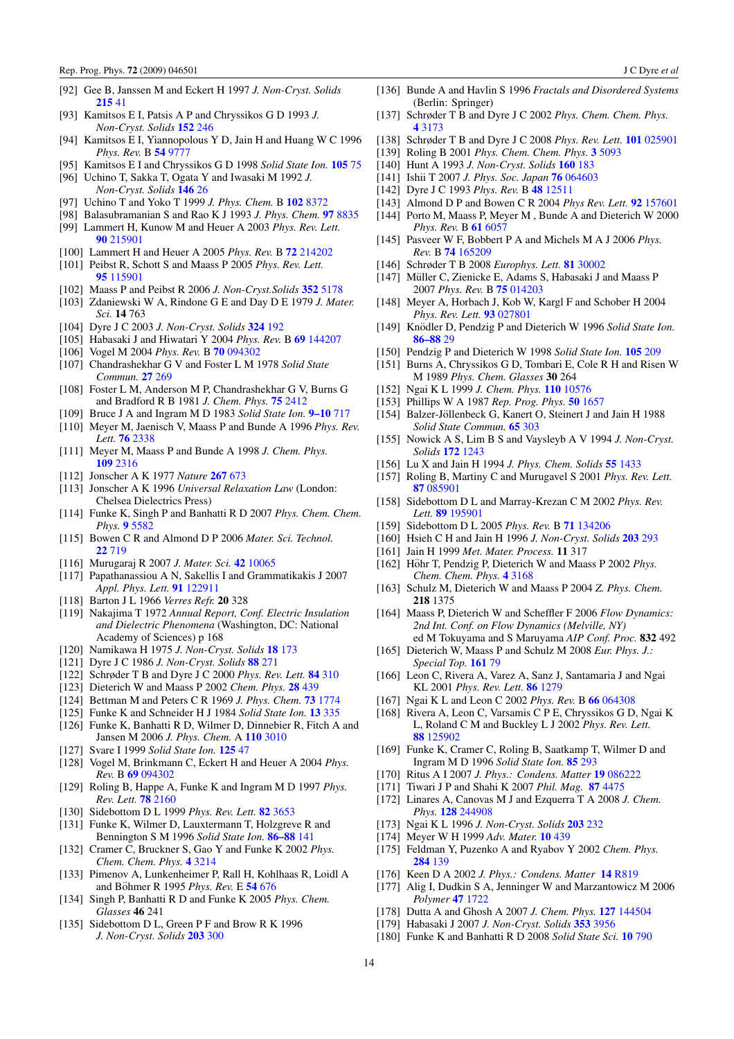[92] Gee B, Janssen M and Eckert H 1997 *J. Non-Cryst. Solids* **215** 41

[93] Kamitsos E I, Patsis A P and Chryssikos G D 1993 *J. Non-Cryst. Solids* **152** 246

[94] Kamitsos E I, Yiannopoulos Y D, Jain H and Huang W C 1996 *Phys. Rev.* B **54** 9777

[95] Kamitsos E I and Chryssikos G D 1998 *Solid State Ion.* **105** 75

[96] Uchino T, Sakka T, Ogata Y and Iwasaki M 1992 *J. Non-Cryst. Solids* **146** 26

[97] Uchino T and Yoko T 1999 *J. Phys. Chem.* B **102** 8372

[98] Balasubramanian S and Rao K J 1993 *J. Phys. Chem.* **97** 8835

[99] Lammert H, Kunow M and Heuer A 2003 *Phys. Rev. Lett.* **90** 215901

[100] Lammert H and Heuer A 2005 *Phys. Rev.* B **72** 214202

[101] Peibst R, Schott S and Maass P 2005 *Phys. Rev. Lett.* **95** 115901

[102] Maass P and Peibst R 2006 *J. Non-Cryst.Solids* **352** 5178

[103] Zdaniewski W A, Rindone G E and Day D E 1979 *J. Mater. Sci.* **14** 763

[104] Dyre J C 2003 *J. Non-Cryst. Solids* **324** 192

[105] Habasaki J and Hiwatari Y 2004 *Phys. Rev.* B **69** 144207

[106] Vogel M 2004 *Phys. Rev.* B **70** 094302

[107] Chandrashekhar G V and Foster L M 1978 *Solid State Commun.* **27** 269

[108] Foster L M, Anderson M P, Chandrashekhar G V, Burns G and Bradford R B 1981 *J. Chem. Phys.* **75** 2412

[109] Bruce J A and Ingram M D 1983 *Solid State Ion.* **9–10** 717

[110] Meyer M, Jaenisch V, Maass P and Bunde A 1996 *Phys. Rev. Lett.* **76** 2338

[111] Meyer M, Maass P and Bunde A 1998 *J. Chem. Phys.* **109** 2316

[112] Jonscher A K 1977 *Nature* **267** 673

[113] Jonscher A K 1996 *Universal Relaxation Law* (London: Chelsea Dielectrics Press)

[114] Funke K, Singh P and Banhatti R D 2007 *Phys. Chem. Chem. Phys.* **9** 5582

[115] Bowen C R and Almond D P 2006 *Mater. Sci. Technol.* **22** 719

[116] Murugaraj R 2007 *J. Mater. Sci.* **42** 10065

[117] Papathanassiou A N, Sakellis I and Grammatikakis J 2007 *Appl. Phys. Lett.* **91** 122911

[118] Barton J L 1966 *Verres Refr.* **20** 328

[119] Nakajima T 1972 *Annual Report, Conf. Electric Insulation and Dielectric Phenomena* (Washington, DC: National Academy of Sciences) p 168

[120] Namikawa H 1975 *J. Non-Cryst. Solids* **18** 173

[121] Dyre J C 1986 *J. Non-Cryst. Solids* **88** 271

[122] Schrøder T B and Dyre J C 2000 *Phys. Rev. Lett.* **84** 310

[123] Dieterich W and Maass P 2002 *Chem. Phys.* **28** 439

[124] Bettman M and Peters C R 1969 *J. Phys. Chem.* **73** 1774

[125] Funke K and Schneider H J 1984 *Solid State Ion.* **13** 335

[126] Funke K, Banhatti R D, Wilmer D, Dinnebier R, Fitch A and Jansen M 2006 *J. Phys. Chem.* A **110** 3010

[127] Svare I 1999 *Solid State Ion.* **125** 47

[128] Vogel M, Brinkmann C, Eckert H and Heuer A 2004 *Phys. Rev.* B **69** 094302

[129] Roling B, Happe A, Funke K and Ingram M D 1997 *Phys. Rev. Lett.* **78** 2160

[130] Sidebottom D L 1999 *Phys. Rev. Lett.* **82** 3653

[131] Funke K, Wilmer D, Lauxtermann T, Holzgreve R and Bennington S M 1996 *Solid State Ion.* **86–88** 141

[132] Cramer C, Bruckner S, Gao Y and Funke K 2002 *Phys. Chem. Chem. Phys.* **4** 3214

[133] Pimenov A, Lunkenheimer P, Rall H, Kohlhaas R, Loidl A and Böhmer R 1995 *Phys. Rev.* E **54** 676

[134] Singh P, Banhatti R D and Funke K 2005 *Phys. Chem. Glasses* **46** 241

[135] Sidebottom D L, Green P F and Brow R K 1996 *J. Non-Cryst. Solids* **203** 300

[136] Bunde A and Havlin S 1996 *Fractals and Disordered Systems* (Berlin: Springer)

[137] Schrøder T B and Dyre J C 2002 *Phys. Chem. Chem. Phys.* **4** 3173

[138] Schrøder T B and Dyre J C 2008 *Phys. Rev. Lett.* **101** 025901

[139] Roling B 2001 *Phys. Chem. Chem. Phys.* **3** 5093

[140] Hunt A 1993 *J. Non-Cryst. Solids* **160** 183

[141] Ishii T 2007 *J. Phys. Soc. Japan* **76** 064603

[142] Dyre J C 1993 *Phys. Rev.* B **48** 12511

[143] Almond D P and Bowen C R 2004 *Phys Rev. Lett.* **92** 157601

[144] Porto M, Maass P, Meyer M , Bunde A and Dieterich W 2000 *Phys. Rev.* B **61** 6057

[145] Pasveer W F, Bobbert P A and Michels M A J 2006 *Phys. Rev.* B **74** 165209

[146] Schrøder T B 2008 *Europhys. Lett.* **81** 30002

[147] Müller C, Zienicke E, Adams S, Habasaki J and Maass P 2007 *Phys. Rev.* B **75** 014203

[148] Meyer A, Horbach J, Kob W, Kargl F and Schober H 2004 *Phys. Rev. Lett.* **93** 027801

[149] Knödler D, Pendzig P and Dieterich W 1996 *Solid State Ion.* **86–88** 29

[150] Pendzig P and Dieterich W 1998 *Solid State Ion.* **105** 209

[151] Burns A, Chryssikos G D, Tombari E, Cole R H and Risen W M 1989 *Phys. Chem. Glasses* **30** 264

[152] Ngai K L 1999 *J. Chem. Phys.* **110** 10576

[153] Phillips W A 1987 *Rep. Prog. Phys.* **50** 1657

[154] Balzer-Jöllenbeck G, Kanert O, Steinert J and Jain H 1988 *Solid State Commun.* **65** 303

[155] Nowick A S, Lim B S and Vaysleyb A V 1994 *J. Non-Cryst. Solids* **172** 1243

[156] Lu X and Jain H 1994 *J. Phys. Chem. Solids* **55** 1433

[157] Roling B, Martiny C and Murugavel S 2001 *Phys. Rev. Lett.* **87** 085901

[158] Sidebottom D L and Marray-Krezan C M 2002 *Phys. Rev. Lett.* **89** 195901

[159] Sidebottom D L 2005 *Phys. Rev.* B **71** 134206

[160] Hsieh C H and Jain H 1996 *J. Non-Cryst. Solids* **203** 293

[161] Jain H 1999 *Met. Mater. Process.* **11** 317

[162] Höhr T, Pendzig P, Dieterich W and Maass P 2002 *Phys. Chem. Chem. Phys.* **4** 3168

[163] Schulz M, Dieterich W and Maass P 2004 *Z. Phys. Chem.* **218** 1375

[164] Maass P, Dieterich W and Scheffler F 2006 *Flow Dynamics: 2nd Int. Conf. on Flow Dynamics (Melville, NY)* ed M Tokuyama and S Maruyama *AIP Conf. Proc.* **832** 492

[165] Dieterich W, Maass P and Schulz M 2008 *Eur. Phys. J.: Special Top.* **161** 79

[166] Leon C, Rivera A, Varez A, Sanz J, Santamaria J and Ngai KL 2001 *Phys. Rev. Lett.* **86** 1279

[167] Ngai K L and Leon C 2002 *Phys. Rev.* B **66** 064308

[168] Rivera A, Leon C, Varsamis C P E, Chryssikos G D, Ngai K L, Roland C M and Buckley L J 2002 *Phys. Rev. Lett.* **88** 125902

[169] Funke K, Cramer C, Roling B, Saatkamp T, Wilmer D and Ingram M D 1996 *Solid State Ion.* **85** 293

[170] Ritus A I 2007 *J. Phys.: Condens. Matter* **19** 086222

[171] Tiwari J P and Shahi K 2007 *Phil. Mag.* **87** 4475

[172] Linares A, Canovas M J and Ezquerra T A 2008 *J. Chem. Phys.* **128** 244908

[173] Ngai K L 1996 *J. Non-Cryst. Solids* **203** 232

[174] Meyer W H 1999 *Adv. Mater.* **10** 439

[175] Feldman Y, Puzenko A and Ryabov Y 2002 *Chem. Phys.* **284** 139

[176] Keen D A 2002 *J. Phys.: Condens. Matter* **14** R819

[177] Alig I, Dudkin S A, Jenninger W and Marzantowicz M 2006 *Polymer* **47** 1722

[178] Dutta A and Ghosh A 2007 *J. Chem. Phys.* **127** 144504

[179] Habasaki J 2007 *J. Non-Cryst. Solids* **353** 3956

[180] Funke K and Banhatti R D 2008 *Solid State Sci.* **10** 790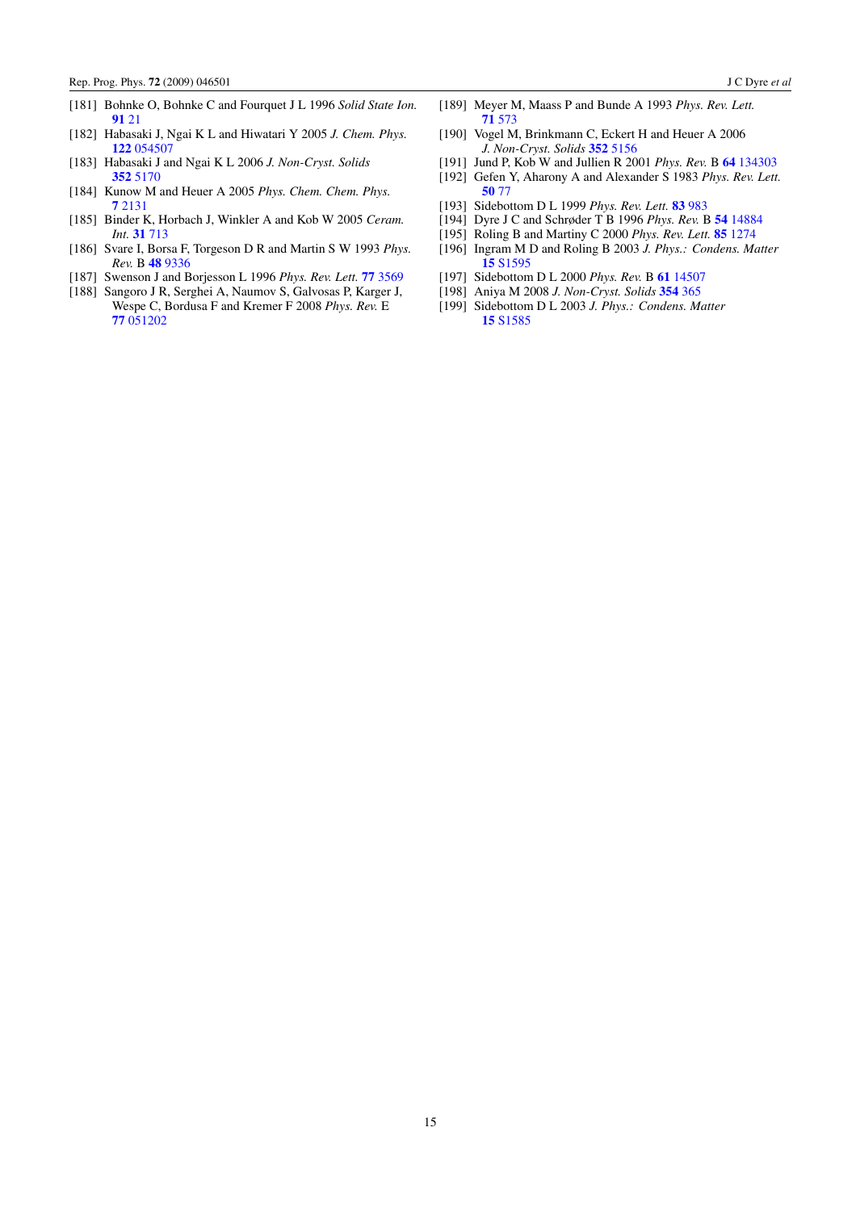[181] Bohnke O, Bohnke C and Fourquet J L 1996 *Solid State Ion.* **91** 21

[182] Habasaki J, Ngai K L and Hiwatari Y 2005 *J. Chem. Phys.* **122** 054507

[183] Habasaki J and Ngai K L 2006 *J. Non-Cryst. Solids* **352** 5170

[184] Kunow M and Heuer A 2005 *Phys. Chem. Chem. Phys.* **7** 2131

[185] Binder K, Horbach J, Winkler A and Kob W 2005 *Ceram. Int.* **31** 713

[186] Svare I, Borsa F, Torgeson D R and Martin S W 1993 *Phys. Rev.* B **48** 9336

[187] Swenson J and Borjesson L 1996 *Phys. Rev. Lett.* **77** 3569

[188] Sangoro J R, Serghei A, Naumov S, Galvosas P, Karger J, Wespe C, Bordusa F and Kremer F 2008 *Phys. Rev.* E **77** 051202

[189] Meyer M, Maass P and Bunde A 1993 *Phys. Rev. Lett.* **71** 573

[190] Vogel M, Brinkmann C, Eckert H and Heuer A 2006 *J. Non-Cryst. Solids* **352** 5156

[191] Jund P, Kob W and Jullien R 2001 *Phys. Rev.* B **64** 134303

[192] Gefen Y, Aharony A and Alexander S 1983 *Phys. Rev. Lett.* **50** 77

[193] Sidebottom D L 1999 *Phys. Rev. Lett.* **83** 983

[194] Dyre J C and Schrøder T B 1996 *Phys. Rev.* B **54** 14884

[195] Roling B and Martiny C 2000 *Phys. Rev. Lett.* **85** 1274

[196] Ingram M D and Roling B 2003 *J. Phys.: Condens. Matter* **15** S1595

[197] Sidebottom D L 2000 *Phys. Rev.* B **61** 14507

[198] Aniya M 2008 *J. Non-Cryst. Solids* **354** 365

[199] Sidebottom D L 2003 *J. Phys.: Condens. Matter* **15** S1585